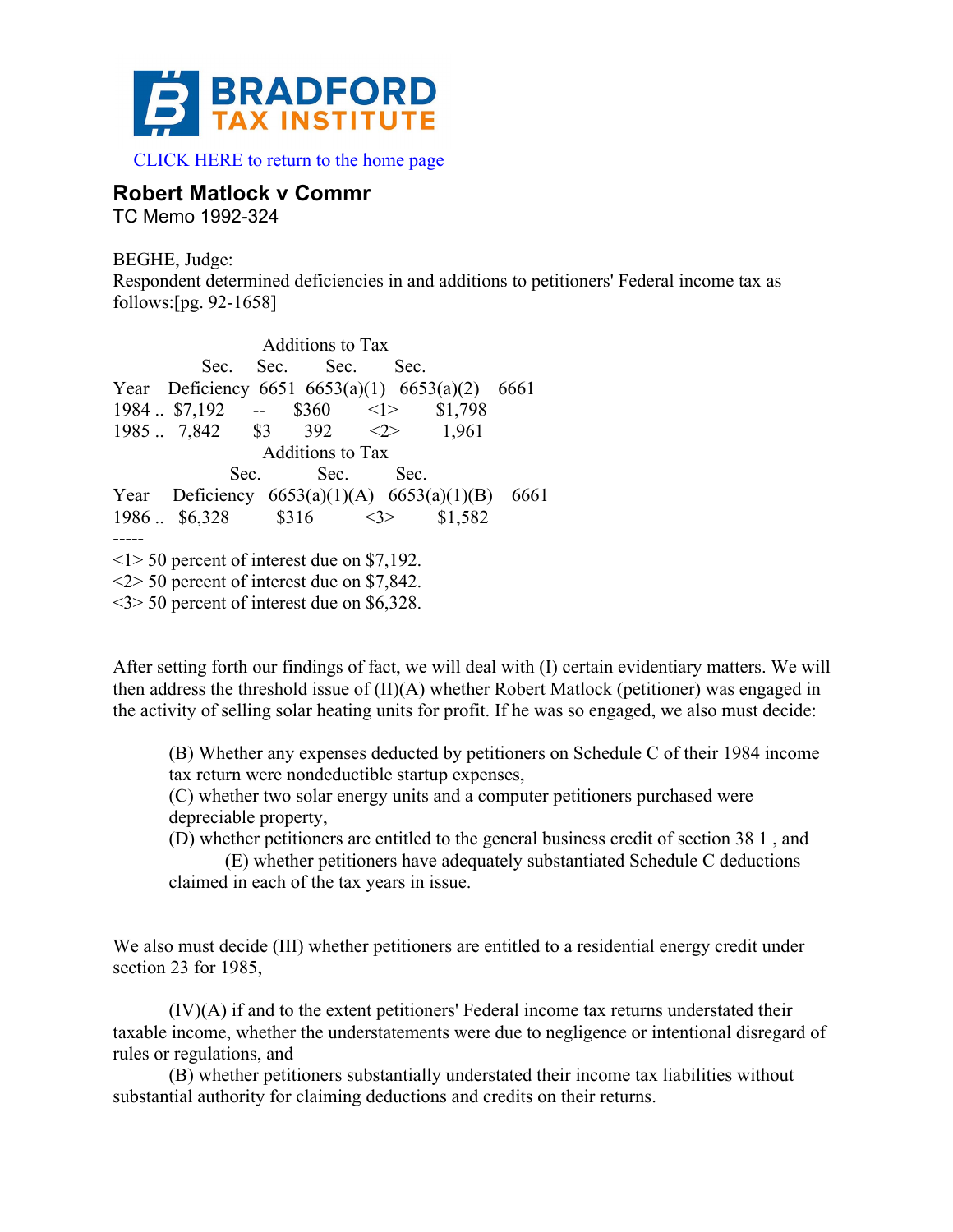# BRADFORD TAX INSTITUTE

CLICK HERE to return to the home page

## Robert Matlock v Commr

TC Memo 1992-324

BEGHE, Judge:

Respondent determined deficiencies in and additions to petitioners' Federal income tax as follows:[pg. 92-1658]

| | | Additions to Tax | | | |
|---|---|---|---|---|---|
| | | Sec. | Sec. | Sec. | Sec. |
| Year | Deficiency | 6651 | 6653(a)(1) | 6653(a)(2) | 6661 |
| 1984 .. | $7,192 | -- | $360 | <1> | $1,798 |
| 1985 .. | 7,842 | $3 | 392 | <2> | 1,961 |

| | | Additions to Tax | | |
|---|---|---|---|---|
| | | Sec. | Sec. | Sec. |
| Year | Deficiency | 6653(a)(1)(A) | 6653(a)(1)(B) | 6661 |
| 1986 .. | $6,328 | $316 | <3> | $1,582 |

-----

<1> 50 percent of interest due on $7,192.

<2> 50 percent of interest due on $7,842.

<3> 50 percent of interest due on $6,328.

After setting forth our findings of fact, we will deal with (I) certain evidentiary matters. We will then address the threshold issue of (II)(A) whether Robert Matlock (petitioner) was engaged in the activity of selling solar heating units for profit. If he was so engaged, we also must decide:

> (B) Whether any expenses deducted by petitioners on Schedule C of their 1984 income tax return were nondeductible startup expenses,
>
> (C) whether two solar energy units and a computer petitioners purchased were depreciable property,
>
> (D) whether petitioners are entitled to the general business credit of section 38 1 , and
>
> (E) whether petitioners have adequately substantiated Schedule C deductions claimed in each of the tax years in issue.

We also must decide (III) whether petitioners are entitled to a residential energy credit under section 23 for 1985,

(IV)(A) if and to the extent petitioners' Federal income tax returns understated their taxable income, whether the understatements were due to negligence or intentional disregard of rules or regulations, and

(B) whether petitioners substantially understated their income tax liabilities without substantial authority for claiming deductions and credits on their returns.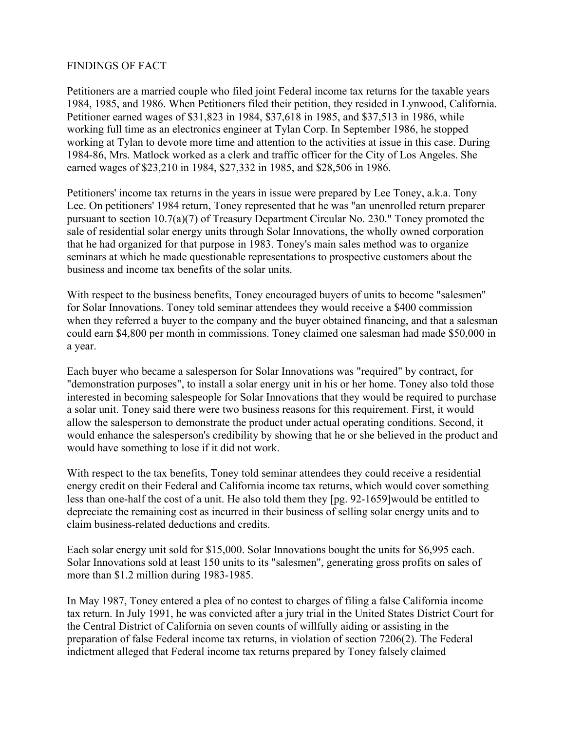FINDINGS OF FACT

Petitioners are a married couple who filed joint Federal income tax returns for the taxable years 1984, 1985, and 1986. When Petitioners filed their petition, they resided in Lynwood, California. Petitioner earned wages of $31,823 in 1984, $37,618 in 1985, and $37,513 in 1986, while working full time as an electronics engineer at Tylan Corp. In September 1986, he stopped working at Tylan to devote more time and attention to the activities at issue in this case. During 1984-86, Mrs. Matlock worked as a clerk and traffic officer for the City of Los Angeles. She earned wages of $23,210 in 1984, $27,332 in 1985, and $28,506 in 1986.

Petitioners' income tax returns in the years in issue were prepared by Lee Toney, a.k.a. Tony Lee. On petitioners' 1984 return, Toney represented that he was "an unenrolled return preparer pursuant to section 10.7(a)(7) of Treasury Department Circular No. 230." Toney promoted the sale of residential solar energy units through Solar Innovations, the wholly owned corporation that he had organized for that purpose in 1983. Toney's main sales method was to organize seminars at which he made questionable representations to prospective customers about the business and income tax benefits of the solar units.

With respect to the business benefits, Toney encouraged buyers of units to become "salesmen" for Solar Innovations. Toney told seminar attendees they would receive a $400 commission when they referred a buyer to the company and the buyer obtained financing, and that a salesman could earn $4,800 per month in commissions. Toney claimed one salesman had made $50,000 in a year.

Each buyer who became a salesperson for Solar Innovations was "required" by contract, for "demonstration purposes", to install a solar energy unit in his or her home. Toney also told those interested in becoming salespeople for Solar Innovations that they would be required to purchase a solar unit. Toney said there were two business reasons for this requirement. First, it would allow the salesperson to demonstrate the product under actual operating conditions. Second, it would enhance the salesperson's credibility by showing that he or she believed in the product and would have something to lose if it did not work.

With respect to the tax benefits, Toney told seminar attendees they could receive a residential energy credit on their Federal and California income tax returns, which would cover something less than one-half the cost of a unit. He also told them they [pg. 92-1659]would be entitled to depreciate the remaining cost as incurred in their business of selling solar energy units and to claim business-related deductions and credits.

Each solar energy unit sold for $15,000. Solar Innovations bought the units for $6,995 each. Solar Innovations sold at least 150 units to its "salesmen", generating gross profits on sales of more than $1.2 million during 1983-1985.

In May 1987, Toney entered a plea of no contest to charges of filing a false California income tax return. In July 1991, he was convicted after a jury trial in the United States District Court for the Central District of California on seven counts of willfully aiding or assisting in the preparation of false Federal income tax returns, in violation of section 7206(2). The Federal indictment alleged that Federal income tax returns prepared by Toney falsely claimed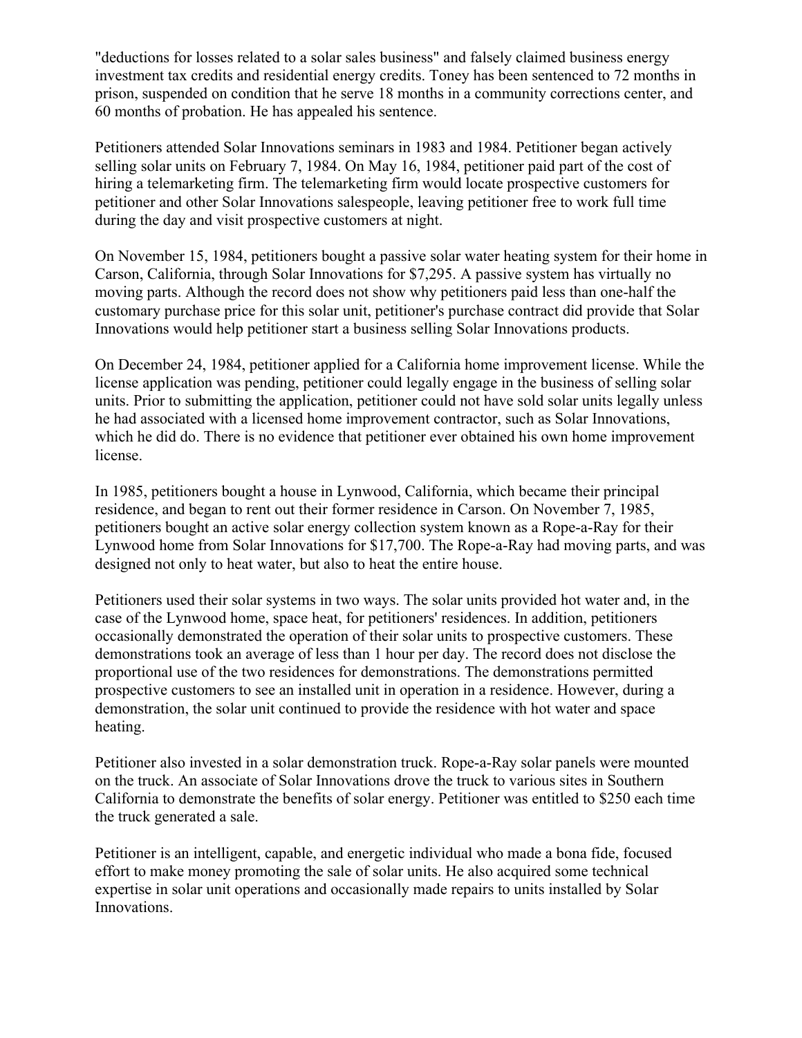"deductions for losses related to a solar sales business" and falsely claimed business energy investment tax credits and residential energy credits. Toney has been sentenced to 72 months in prison, suspended on condition that he serve 18 months in a community corrections center, and 60 months of probation. He has appealed his sentence.

Petitioners attended Solar Innovations seminars in 1983 and 1984. Petitioner began actively selling solar units on February 7, 1984. On May 16, 1984, petitioner paid part of the cost of hiring a telemarketing firm. The telemarketing firm would locate prospective customers for petitioner and other Solar Innovations salespeople, leaving petitioner free to work full time during the day and visit prospective customers at night.

On November 15, 1984, petitioners bought a passive solar water heating system for their home in Carson, California, through Solar Innovations for $7,295. A passive system has virtually no moving parts. Although the record does not show why petitioners paid less than one-half the customary purchase price for this solar unit, petitioner's purchase contract did provide that Solar Innovations would help petitioner start a business selling Solar Innovations products.

On December 24, 1984, petitioner applied for a California home improvement license. While the license application was pending, petitioner could legally engage in the business of selling solar units. Prior to submitting the application, petitioner could not have sold solar units legally unless he had associated with a licensed home improvement contractor, such as Solar Innovations, which he did do. There is no evidence that petitioner ever obtained his own home improvement license.

In 1985, petitioners bought a house in Lynwood, California, which became their principal residence, and began to rent out their former residence in Carson. On November 7, 1985, petitioners bought an active solar energy collection system known as a Rope-a-Ray for their Lynwood home from Solar Innovations for $17,700. The Rope-a-Ray had moving parts, and was designed not only to heat water, but also to heat the entire house.

Petitioners used their solar systems in two ways. The solar units provided hot water and, in the case of the Lynwood home, space heat, for petitioners' residences. In addition, petitioners occasionally demonstrated the operation of their solar units to prospective customers. These demonstrations took an average of less than 1 hour per day. The record does not disclose the proportional use of the two residences for demonstrations. The demonstrations permitted prospective customers to see an installed unit in operation in a residence. However, during a demonstration, the solar unit continued to provide the residence with hot water and space heating.

Petitioner also invested in a solar demonstration truck. Rope-a-Ray solar panels were mounted on the truck. An associate of Solar Innovations drove the truck to various sites in Southern California to demonstrate the benefits of solar energy. Petitioner was entitled to $250 each time the truck generated a sale.

Petitioner is an intelligent, capable, and energetic individual who made a bona fide, focused effort to make money promoting the sale of solar units. He also acquired some technical expertise in solar unit operations and occasionally made repairs to units installed by Solar Innovations.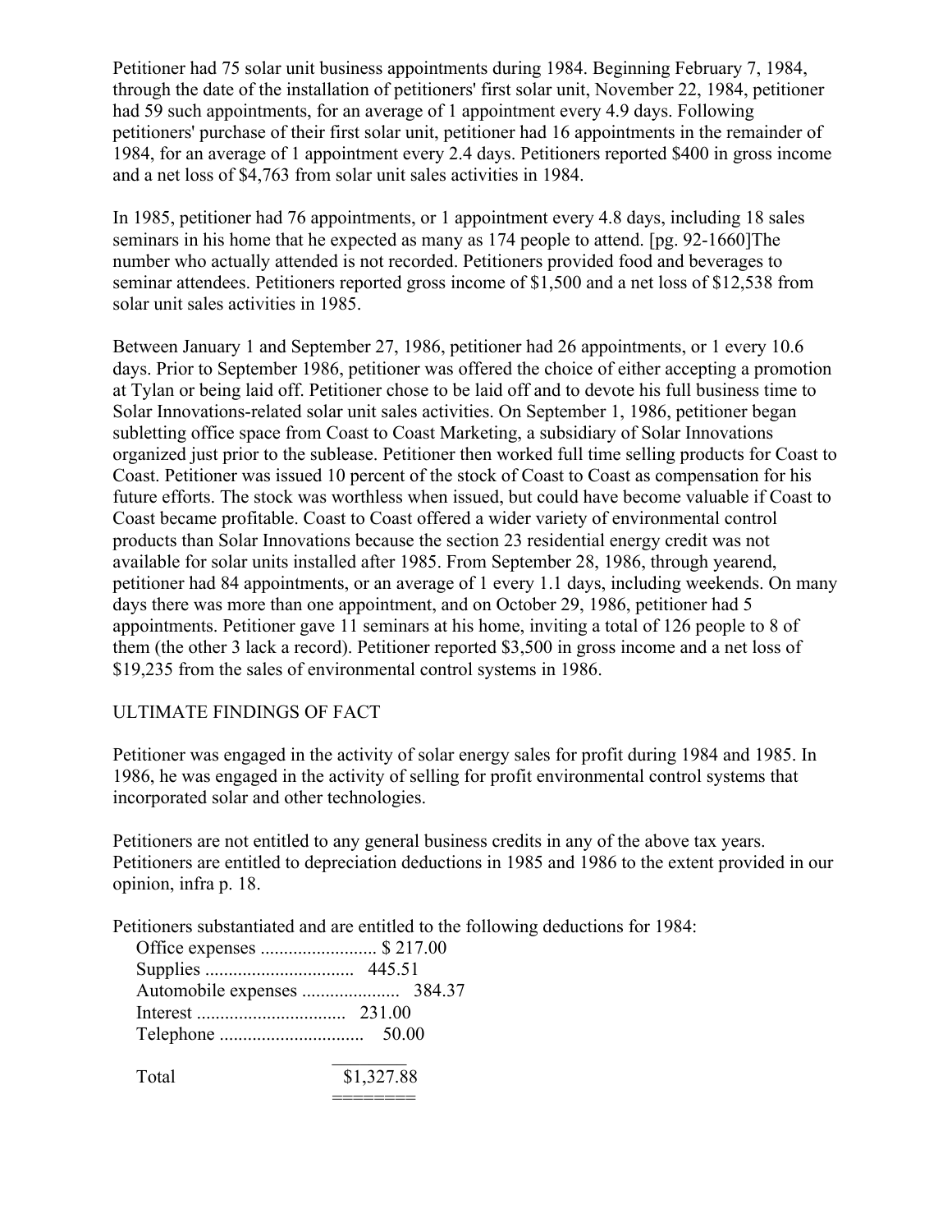Petitioner had 75 solar unit business appointments during 1984. Beginning February 7, 1984, through the date of the installation of petitioners' first solar unit, November 22, 1984, petitioner had 59 such appointments, for an average of 1 appointment every 4.9 days. Following petitioners' purchase of their first solar unit, petitioner had 16 appointments in the remainder of 1984, for an average of 1 appointment every 2.4 days. Petitioners reported $400 in gross income and a net loss of $4,763 from solar unit sales activities in 1984.

In 1985, petitioner had 76 appointments, or 1 appointment every 4.8 days, including 18 sales seminars in his home that he expected as many as 174 people to attend. [pg. 92-1660]The number who actually attended is not recorded. Petitioners provided food and beverages to seminar attendees. Petitioners reported gross income of $1,500 and a net loss of $12,538 from solar unit sales activities in 1985.

Between January 1 and September 27, 1986, petitioner had 26 appointments, or 1 every 10.6 days. Prior to September 1986, petitioner was offered the choice of either accepting a promotion at Tylan or being laid off. Petitioner chose to be laid off and to devote his full business time to Solar Innovations-related solar unit sales activities. On September 1, 1986, petitioner began subletting office space from Coast to Coast Marketing, a subsidiary of Solar Innovations organized just prior to the sublease. Petitioner then worked full time selling products for Coast to Coast. Petitioner was issued 10 percent of the stock of Coast to Coast as compensation for his future efforts. The stock was worthless when issued, but could have become valuable if Coast to Coast became profitable. Coast to Coast offered a wider variety of environmental control products than Solar Innovations because the section 23 residential energy credit was not available for solar units installed after 1985. From September 28, 1986, through yearend, petitioner had 84 appointments, or an average of 1 every 1.1 days, including weekends. On many days there was more than one appointment, and on October 29, 1986, petitioner had 5 appointments. Petitioner gave 11 seminars at his home, inviting a total of 126 people to 8 of them (the other 3 lack a record). Petitioner reported $3,500 in gross income and a net loss of $19,235 from the sales of environmental control systems in 1986.

ULTIMATE FINDINGS OF FACT

Petitioner was engaged in the activity of solar energy sales for profit during 1984 and 1985. In 1986, he was engaged in the activity of selling for profit environmental control systems that incorporated solar and other technologies.

Petitioners are not entitled to any general business credits in any of the above tax years. Petitioners are entitled to depreciation deductions in 1985 and 1986 to the extent provided in our opinion, infra p. 18.

Petitioners substantiated and are entitled to the following deductions for 1984:

| | |
|---|---|
| Office expenses | $ 217.00 |
| Supplies | 445.51 |
| Automobile expenses | 384.37 |
| Interest | 231.00 |
| Telephone | 50.00 |
| Total | $1,327.88 |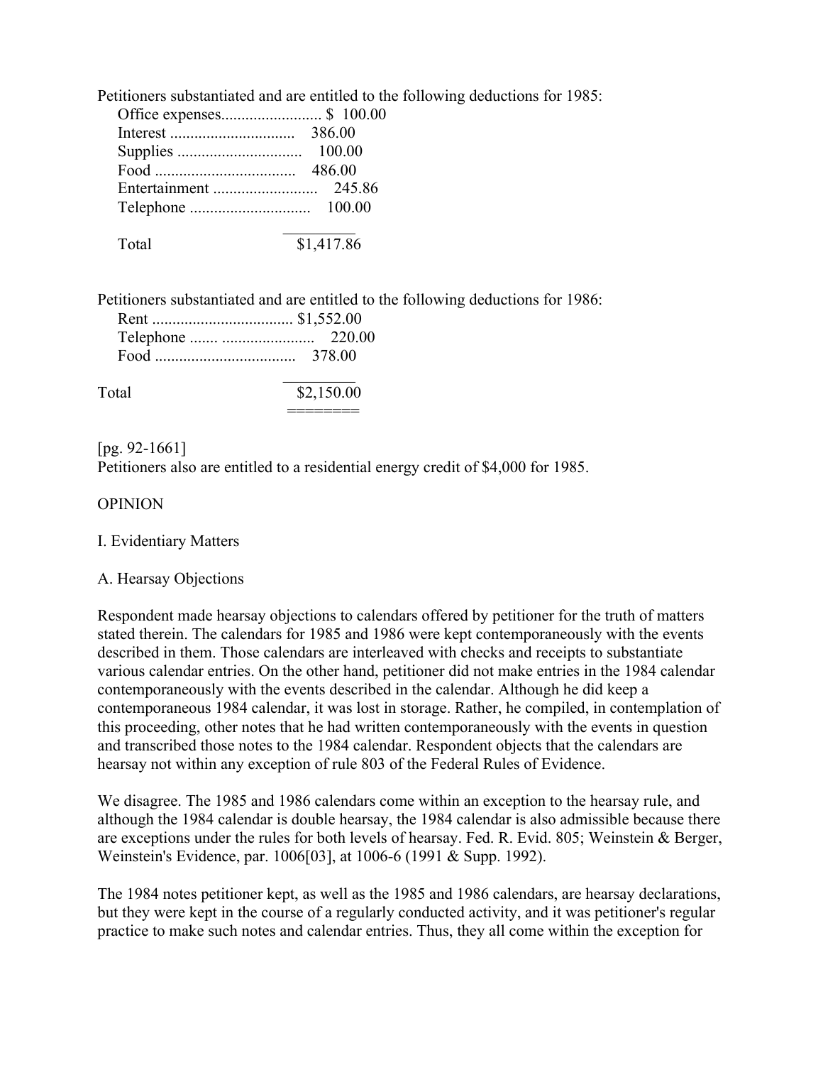Petitioners substantiated and are entitled to the following deductions for 1985:

| | |
|---|---|
| Office expenses | $ 100.00 |
| Interest | 386.00 |
| Supplies | 100.00 |
| Food | 486.00 |
| Entertainment | 245.86 |
| Telephone | 100.00 |
| Total | $1,417.86 |

Petitioners substantiated and are entitled to the following deductions for 1986:

| | |
|---|---|
| Rent | $1,552.00 |
| Telephone | 220.00 |
| Food | 378.00 |
| Total | $2,150.00 |

[pg. 92-1661]

Petitioners also are entitled to a residential energy credit of $4,000 for 1985.

OPINION

I. Evidentiary Matters

A. Hearsay Objections

Respondent made hearsay objections to calendars offered by petitioner for the truth of matters stated therein. The calendars for 1985 and 1986 were kept contemporaneously with the events described in them. Those calendars are interleaved with checks and receipts to substantiate various calendar entries. On the other hand, petitioner did not make entries in the 1984 calendar contemporaneously with the events described in the calendar. Although he did keep a contemporaneous 1984 calendar, it was lost in storage. Rather, he compiled, in contemplation of this proceeding, other notes that he had written contemporaneously with the events in question and transcribed those notes to the 1984 calendar. Respondent objects that the calendars are hearsay not within any exception of rule 803 of the Federal Rules of Evidence.

We disagree. The 1985 and 1986 calendars come within an exception to the hearsay rule, and although the 1984 calendar is double hearsay, the 1984 calendar is also admissible because there are exceptions under the rules for both levels of hearsay. Fed. R. Evid. 805; Weinstein & Berger, Weinstein's Evidence, par. 1006[03], at 1006-6 (1991 & Supp. 1992).

The 1984 notes petitioner kept, as well as the 1985 and 1986 calendars, are hearsay declarations, but they were kept in the course of a regularly conducted activity, and it was petitioner's regular practice to make such notes and calendar entries. Thus, they all come within the exception for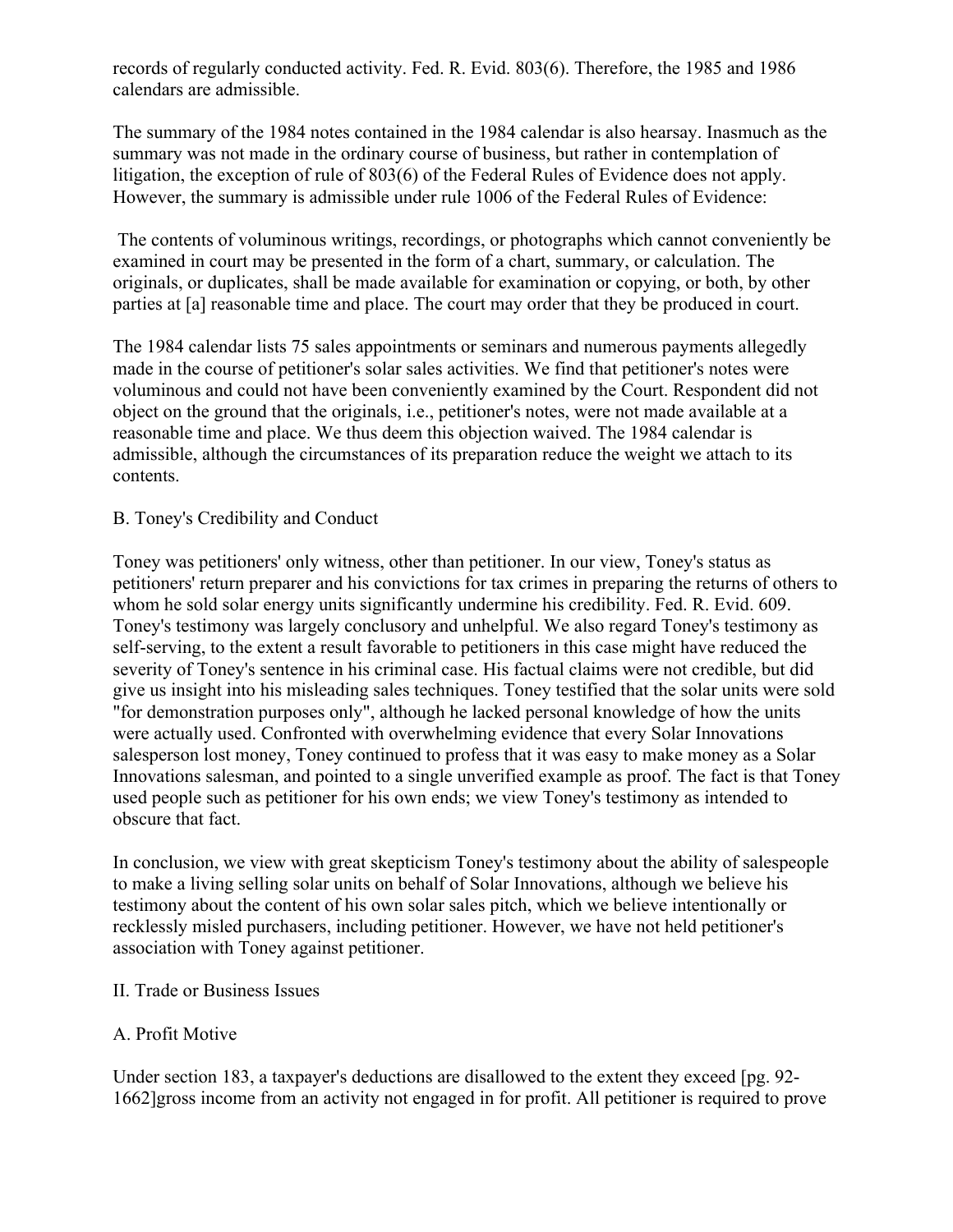records of regularly conducted activity. Fed. R. Evid. 803(6). Therefore, the 1985 and 1986 calendars are admissible.

The summary of the 1984 notes contained in the 1984 calendar is also hearsay. Inasmuch as the summary was not made in the ordinary course of business, but rather in contemplation of litigation, the exception of rule of 803(6) of the Federal Rules of Evidence does not apply. However, the summary is admissible under rule 1006 of the Federal Rules of Evidence:

> The contents of voluminous writings, recordings, or photographs which cannot conveniently be examined in court may be presented in the form of a chart, summary, or calculation. The originals, or duplicates, shall be made available for examination or copying, or both, by other parties at [a] reasonable time and place. The court may order that they be produced in court.

The 1984 calendar lists 75 sales appointments or seminars and numerous payments allegedly made in the course of petitioner's solar sales activities. We find that petitioner's notes were voluminous and could not have been conveniently examined by the Court. Respondent did not object on the ground that the originals, i.e., petitioner's notes, were not made available at a reasonable time and place. We thus deem this objection waived. The 1984 calendar is admissible, although the circumstances of its preparation reduce the weight we attach to its contents.

### B. Toney's Credibility and Conduct

Toney was petitioners' only witness, other than petitioner. In our view, Toney's status as petitioners' return preparer and his convictions for tax crimes in preparing the returns of others to whom he sold solar energy units significantly undermine his credibility. Fed. R. Evid. 609. Toney's testimony was largely conclusory and unhelpful. We also regard Toney's testimony as self-serving, to the extent a result favorable to petitioners in this case might have reduced the severity of Toney's sentence in his criminal case. His factual claims were not credible, but did give us insight into his misleading sales techniques. Toney testified that the solar units were sold "for demonstration purposes only", although he lacked personal knowledge of how the units were actually used. Confronted with overwhelming evidence that every Solar Innovations salesperson lost money, Toney continued to profess that it was easy to make money as a Solar Innovations salesman, and pointed to a single unverified example as proof. The fact is that Toney used people such as petitioner for his own ends; we view Toney's testimony as intended to obscure that fact.

In conclusion, we view with great skepticism Toney's testimony about the ability of salespeople to make a living selling solar units on behalf of Solar Innovations, although we believe his testimony about the content of his own solar sales pitch, which we believe intentionally or recklessly misled purchasers, including petitioner. However, we have not held petitioner's association with Toney against petitioner.

## II. Trade or Business Issues

### A. Profit Motive

Under section 183, a taxpayer's deductions are disallowed to the extent they exceed [pg. 92-1662]gross income from an activity not engaged in for profit. All petitioner is required to prove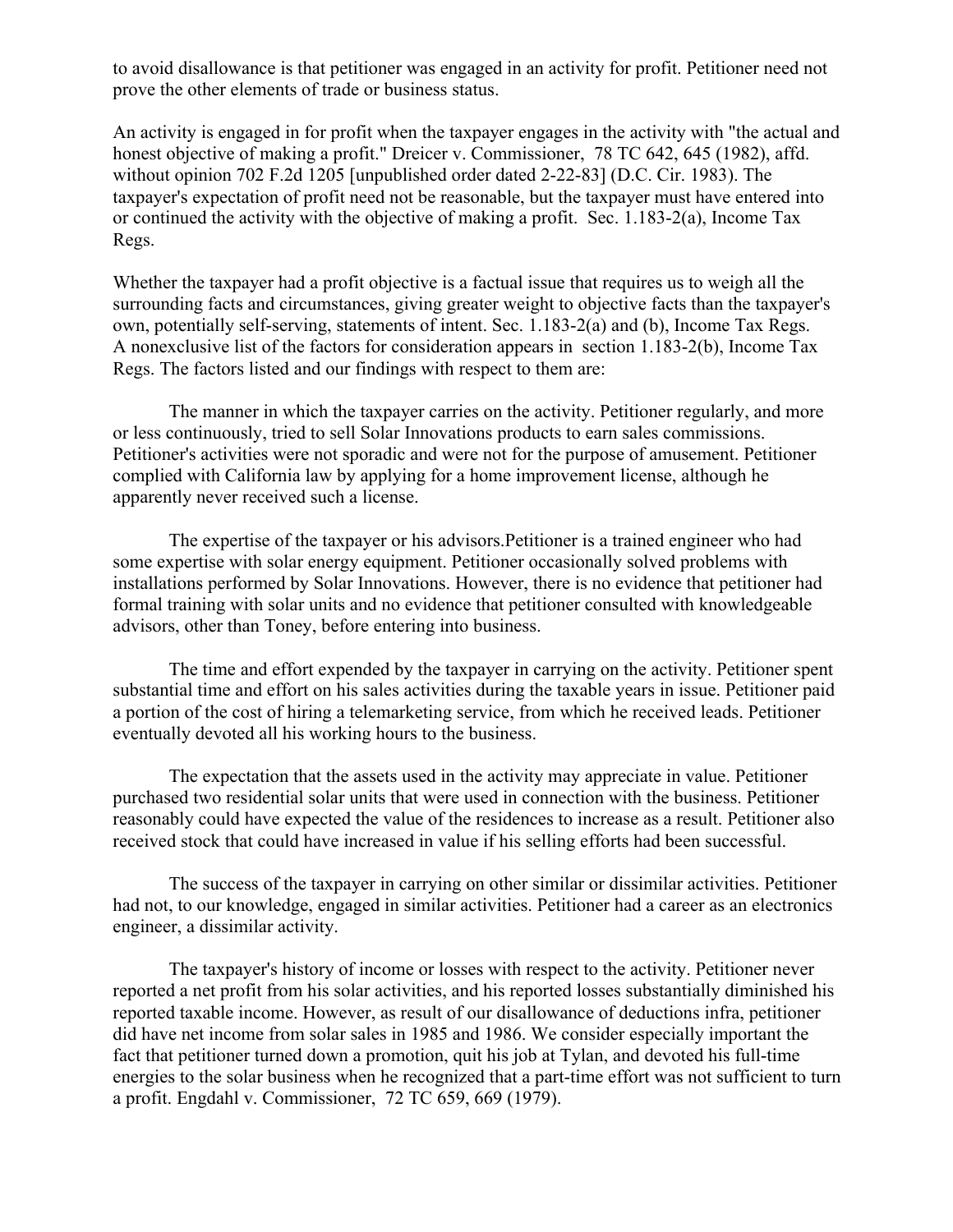to avoid disallowance is that petitioner was engaged in an activity for profit. Petitioner need not prove the other elements of trade or business status.

An activity is engaged in for profit when the taxpayer engages in the activity with "the actual and honest objective of making a profit." Dreicer v. Commissioner, 78 TC 642, 645 (1982), affd. without opinion 702 F.2d 1205 [unpublished order dated 2-22-83] (D.C. Cir. 1983). The taxpayer's expectation of profit need not be reasonable, but the taxpayer must have entered into or continued the activity with the objective of making a profit. Sec. 1.183-2(a), Income Tax Regs.

Whether the taxpayer had a profit objective is a factual issue that requires us to weigh all the surrounding facts and circumstances, giving greater weight to objective facts than the taxpayer's own, potentially self-serving, statements of intent. Sec. 1.183-2(a) and (b), Income Tax Regs. A nonexclusive list of the factors for consideration appears in section 1.183-2(b), Income Tax Regs. The factors listed and our findings with respect to them are:

The manner in which the taxpayer carries on the activity. Petitioner regularly, and more or less continuously, tried to sell Solar Innovations products to earn sales commissions. Petitioner's activities were not sporadic and were not for the purpose of amusement. Petitioner complied with California law by applying for a home improvement license, although he apparently never received such a license.

The expertise of the taxpayer or his advisors.Petitioner is a trained engineer who had some expertise with solar energy equipment. Petitioner occasionally solved problems with installations performed by Solar Innovations. However, there is no evidence that petitioner had formal training with solar units and no evidence that petitioner consulted with knowledgeable advisors, other than Toney, before entering into business.

The time and effort expended by the taxpayer in carrying on the activity. Petitioner spent substantial time and effort on his sales activities during the taxable years in issue. Petitioner paid a portion of the cost of hiring a telemarketing service, from which he received leads. Petitioner eventually devoted all his working hours to the business.

The expectation that the assets used in the activity may appreciate in value. Petitioner purchased two residential solar units that were used in connection with the business. Petitioner reasonably could have expected the value of the residences to increase as a result. Petitioner also received stock that could have increased in value if his selling efforts had been successful.

The success of the taxpayer in carrying on other similar or dissimilar activities. Petitioner had not, to our knowledge, engaged in similar activities. Petitioner had a career as an electronics engineer, a dissimilar activity.

The taxpayer's history of income or losses with respect to the activity. Petitioner never reported a net profit from his solar activities, and his reported losses substantially diminished his reported taxable income. However, as result of our disallowance of deductions infra, petitioner did have net income from solar sales in 1985 and 1986. We consider especially important the fact that petitioner turned down a promotion, quit his job at Tylan, and devoted his full-time energies to the solar business when he recognized that a part-time effort was not sufficient to turn a profit. Engdahl v. Commissioner, 72 TC 659, 669 (1979).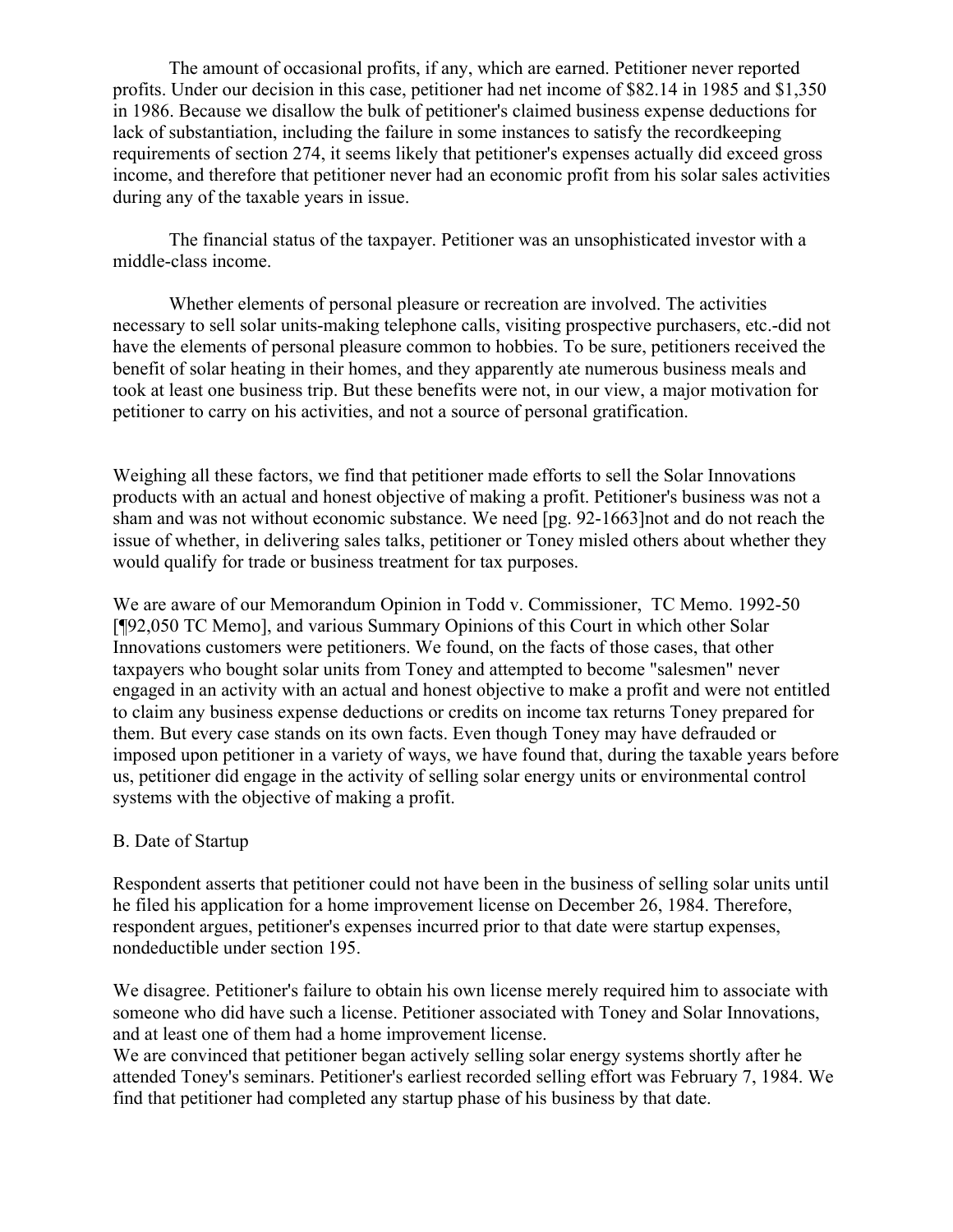The amount of occasional profits, if any, which are earned. Petitioner never reported profits. Under our decision in this case, petitioner had net income of $82.14 in 1985 and $1,350 in 1986. Because we disallow the bulk of petitioner's claimed business expense deductions for lack of substantiation, including the failure in some instances to satisfy the recordkeeping requirements of section 274, it seems likely that petitioner's expenses actually did exceed gross income, and therefore that petitioner never had an economic profit from his solar sales activities during any of the taxable years in issue.

The financial status of the taxpayer. Petitioner was an unsophisticated investor with a middle-class income.

Whether elements of personal pleasure or recreation are involved. The activities necessary to sell solar units-making telephone calls, visiting prospective purchasers, etc.-did not have the elements of personal pleasure common to hobbies. To be sure, petitioners received the benefit of solar heating in their homes, and they apparently ate numerous business meals and took at least one business trip. But these benefits were not, in our view, a major motivation for petitioner to carry on his activities, and not a source of personal gratification.

Weighing all these factors, we find that petitioner made efforts to sell the Solar Innovations products with an actual and honest objective of making a profit. Petitioner's business was not a sham and was not without economic substance. We need [pg. 92-1663]not and do not reach the issue of whether, in delivering sales talks, petitioner or Toney misled others about whether they would qualify for trade or business treatment for tax purposes.

We are aware of our Memorandum Opinion in Todd v. Commissioner, TC Memo. 1992-50 [¶92,050 TC Memo], and various Summary Opinions of this Court in which other Solar Innovations customers were petitioners. We found, on the facts of those cases, that other taxpayers who bought solar units from Toney and attempted to become "salesmen" never engaged in an activity with an actual and honest objective to make a profit and were not entitled to claim any business expense deductions or credits on income tax returns Toney prepared for them. But every case stands on its own facts. Even though Toney may have defrauded or imposed upon petitioner in a variety of ways, we have found that, during the taxable years before us, petitioner did engage in the activity of selling solar energy units or environmental control systems with the objective of making a profit.

B. Date of Startup

Respondent asserts that petitioner could not have been in the business of selling solar units until he filed his application for a home improvement license on December 26, 1984. Therefore, respondent argues, petitioner's expenses incurred prior to that date were startup expenses, nondeductible under section 195.

We disagree. Petitioner's failure to obtain his own license merely required him to associate with someone who did have such a license. Petitioner associated with Toney and Solar Innovations, and at least one of them had a home improvement license.

We are convinced that petitioner began actively selling solar energy systems shortly after he attended Toney's seminars. Petitioner's earliest recorded selling effort was February 7, 1984. We find that petitioner had completed any startup phase of his business by that date.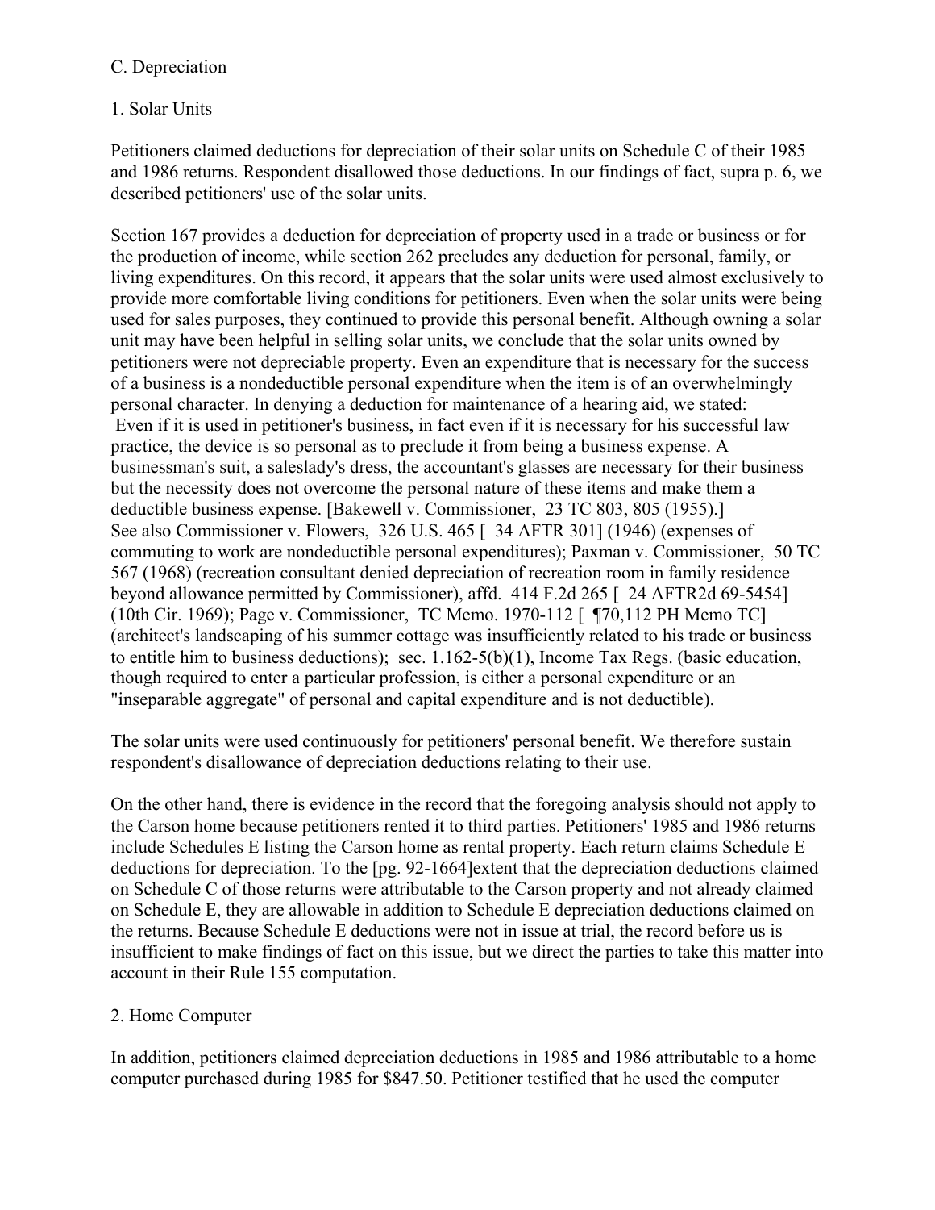C. Depreciation

1. Solar Units

Petitioners claimed deductions for depreciation of their solar units on Schedule C of their 1985 and 1986 returns. Respondent disallowed those deductions. In our findings of fact, supra p. 6, we described petitioners' use of the solar units.

Section 167 provides a deduction for depreciation of property used in a trade or business or for the production of income, while section 262 precludes any deduction for personal, family, or living expenditures. On this record, it appears that the solar units were used almost exclusively to provide more comfortable living conditions for petitioners. Even when the solar units were being used for sales purposes, they continued to provide this personal benefit. Although owning a solar unit may have been helpful in selling solar units, we conclude that the solar units owned by petitioners were not depreciable property. Even an expenditure that is necessary for the success of a business is a nondeductible personal expenditure when the item is of an overwhelmingly personal character. In denying a deduction for maintenance of a hearing aid, we stated:

> Even if it is used in petitioner's business, in fact even if it is necessary for his successful law practice, the device is so personal as to preclude it from being a business expense. A businessman's suit, a saleslady's dress, the accountant's glasses are necessary for their business but the necessity does not overcome the personal nature of these items and make them a deductible business expense. [Bakewell v. Commissioner, 23 TC 803, 805 (1955).]

See also Commissioner v. Flowers, 326 U.S. 465 [ 34 AFTR 301] (1946) (expenses of commuting to work are nondeductible personal expenditures); Paxman v. Commissioner, 50 TC 567 (1968) (recreation consultant denied depreciation of recreation room in family residence beyond allowance permitted by Commissioner), affd. 414 F.2d 265 [ 24 AFTR2d 69-5454] (10th Cir. 1969); Page v. Commissioner, TC Memo. 1970-112 [ ¶70,112 PH Memo TC] (architect's landscaping of his summer cottage was insufficiently related to his trade or business to entitle him to business deductions); sec. 1.162-5(b)(1), Income Tax Regs. (basic education, though required to enter a particular profession, is either a personal expenditure or an "inseparable aggregate" of personal and capital expenditure and is not deductible).

The solar units were used continuously for petitioners' personal benefit. We therefore sustain respondent's disallowance of depreciation deductions relating to their use.

On the other hand, there is evidence in the record that the foregoing analysis should not apply to the Carson home because petitioners rented it to third parties. Petitioners' 1985 and 1986 returns include Schedules E listing the Carson home as rental property. Each return claims Schedule E deductions for depreciation. To the [pg. 92-1664]extent that the depreciation deductions claimed on Schedule C of those returns were attributable to the Carson property and not already claimed on Schedule E, they are allowable in addition to Schedule E depreciation deductions claimed on the returns. Because Schedule E deductions were not in issue at trial, the record before us is insufficient to make findings of fact on this issue, but we direct the parties to take this matter into account in their Rule 155 computation.

2. Home Computer

In addition, petitioners claimed depreciation deductions in 1985 and 1986 attributable to a home computer purchased during 1985 for $847.50. Petitioner testified that he used the computer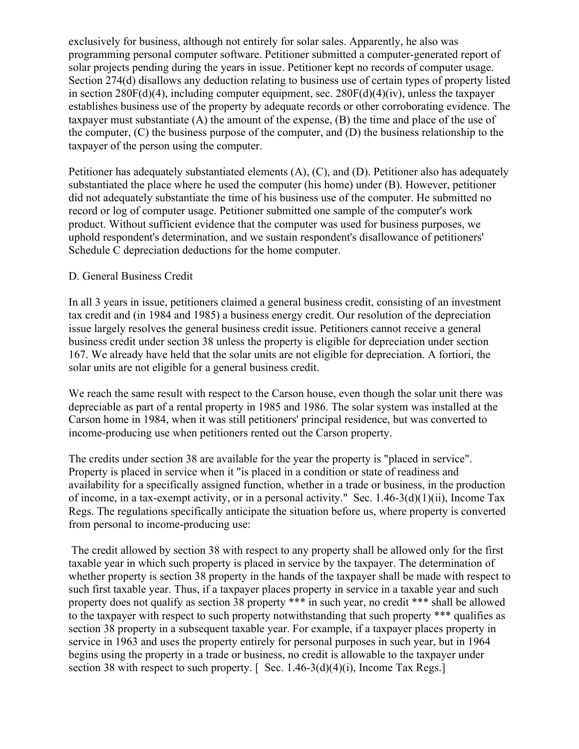exclusively for business, although not entirely for solar sales. Apparently, he also was programming personal computer software. Petitioner submitted a computer-generated report of solar projects pending during the years in issue. Petitioner kept no records of computer usage. Section 274(d) disallows any deduction relating to business use of certain types of property listed in section 280F(d)(4), including computer equipment, sec. 280F(d)(4)(iv), unless the taxpayer establishes business use of the property by adequate records or other corroborating evidence. The taxpayer must substantiate (A) the amount of the expense, (B) the time and place of the use of the computer, (C) the business purpose of the computer, and (D) the business relationship to the taxpayer of the person using the computer.

Petitioner has adequately substantiated elements (A), (C), and (D). Petitioner also has adequately substantiated the place where he used the computer (his home) under (B). However, petitioner did not adequately substantiate the time of his business use of the computer. He submitted no record or log of computer usage. Petitioner submitted one sample of the computer's work product. Without sufficient evidence that the computer was used for business purposes, we uphold respondent's determination, and we sustain respondent's disallowance of petitioners' Schedule C depreciation deductions for the home computer.

D. General Business Credit

In all 3 years in issue, petitioners claimed a general business credit, consisting of an investment tax credit and (in 1984 and 1985) a business energy credit. Our resolution of the depreciation issue largely resolves the general business credit issue. Petitioners cannot receive a general business credit under section 38 unless the property is eligible for depreciation under section 167. We already have held that the solar units are not eligible for depreciation. A fortiori, the solar units are not eligible for a general business credit.

We reach the same result with respect to the Carson house, even though the solar unit there was depreciable as part of a rental property in 1985 and 1986. The solar system was installed at the Carson home in 1984, when it was still petitioners' principal residence, but was converted to income-producing use when petitioners rented out the Carson property.

The credits under section 38 are available for the year the property is "placed in service". Property is placed in service when it "is placed in a condition or state of readiness and availability for a specifically assigned function, whether in a trade or business, in the production of income, in a tax-exempt activity, or in a personal activity." Sec. 1.46-3(d)(1)(ii), Income Tax Regs. The regulations specifically anticipate the situation before us, where property is converted from personal to income-producing use:

> The credit allowed by section 38 with respect to any property shall be allowed only for the first taxable year in which such property is placed in service by the taxpayer. The determination of whether property is section 38 property in the hands of the taxpayer shall be made with respect to such first taxable year. Thus, if a taxpayer places property in service in a taxable year and such property does not qualify as section 38 property *** in such year, no credit *** shall be allowed to the taxpayer with respect to such property notwithstanding that such property *** qualifies as section 38 property in a subsequent taxable year. For example, if a taxpayer places property in service in 1963 and uses the property entirely for personal purposes in such year, but in 1964 begins using the property in a trade or business, no credit is allowable to the taxpayer under section 38 with respect to such property. [ Sec. 1.46-3(d)(4)(i), Income Tax Regs.]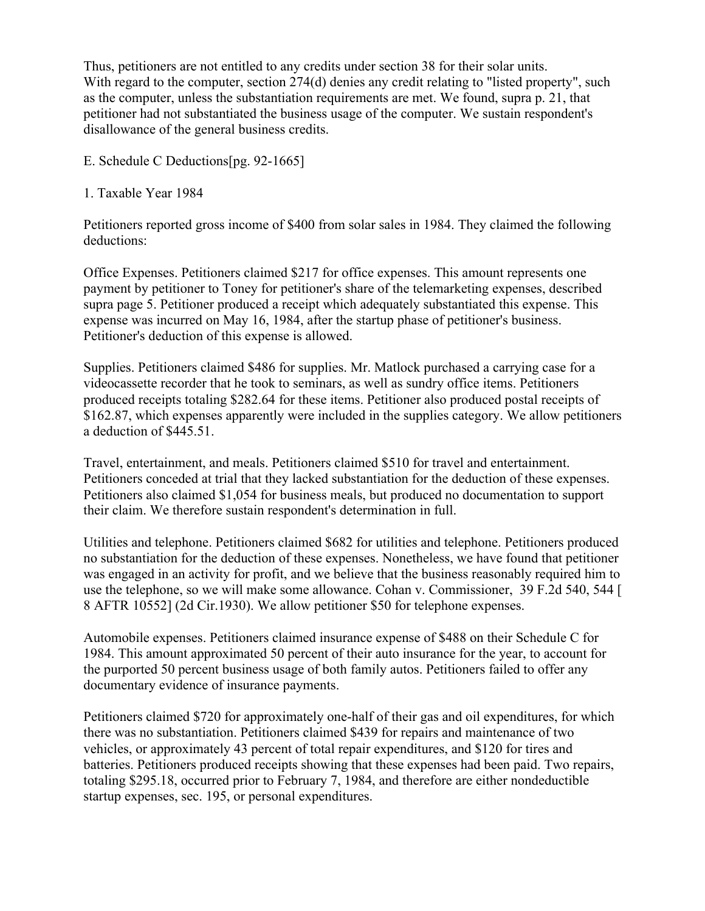Thus, petitioners are not entitled to any credits under section 38 for their solar units. With regard to the computer, section 274(d) denies any credit relating to "listed property", such as the computer, unless the substantiation requirements are met. We found, supra p. 21, that petitioner had not substantiated the business usage of the computer. We sustain respondent's disallowance of the general business credits.

E. Schedule C Deductions[pg. 92-1665]

1. Taxable Year 1984

Petitioners reported gross income of $400 from solar sales in 1984. They claimed the following deductions:

Office Expenses. Petitioners claimed $217 for office expenses. This amount represents one payment by petitioner to Toney for petitioner's share of the telemarketing expenses, described supra page 5. Petitioner produced a receipt which adequately substantiated this expense. This expense was incurred on May 16, 1984, after the startup phase of petitioner's business. Petitioner's deduction of this expense is allowed.

Supplies. Petitioners claimed $486 for supplies. Mr. Matlock purchased a carrying case for a videocassette recorder that he took to seminars, as well as sundry office items. Petitioners produced receipts totaling $282.64 for these items. Petitioner also produced postal receipts of $162.87, which expenses apparently were included in the supplies category. We allow petitioners a deduction of $445.51.

Travel, entertainment, and meals. Petitioners claimed $510 for travel and entertainment. Petitioners conceded at trial that they lacked substantiation for the deduction of these expenses. Petitioners also claimed $1,054 for business meals, but produced no documentation to support their claim. We therefore sustain respondent's determination in full.

Utilities and telephone. Petitioners claimed $682 for utilities and telephone. Petitioners produced no substantiation for the deduction of these expenses. Nonetheless, we have found that petitioner was engaged in an activity for profit, and we believe that the business reasonably required him to use the telephone, so we will make some allowance. Cohan v. Commissioner, 39 F.2d 540, 544 [ 8 AFTR 10552] (2d Cir.1930). We allow petitioner $50 for telephone expenses.

Automobile expenses. Petitioners claimed insurance expense of $488 on their Schedule C for 1984. This amount approximated 50 percent of their auto insurance for the year, to account for the purported 50 percent business usage of both family autos. Petitioners failed to offer any documentary evidence of insurance payments.

Petitioners claimed $720 for approximately one-half of their gas and oil expenditures, for which there was no substantiation. Petitioners claimed $439 for repairs and maintenance of two vehicles, or approximately 43 percent of total repair expenditures, and $120 for tires and batteries. Petitioners produced receipts showing that these expenses had been paid. Two repairs, totaling $295.18, occurred prior to February 7, 1984, and therefore are either nondeductible startup expenses, sec. 195, or personal expenditures.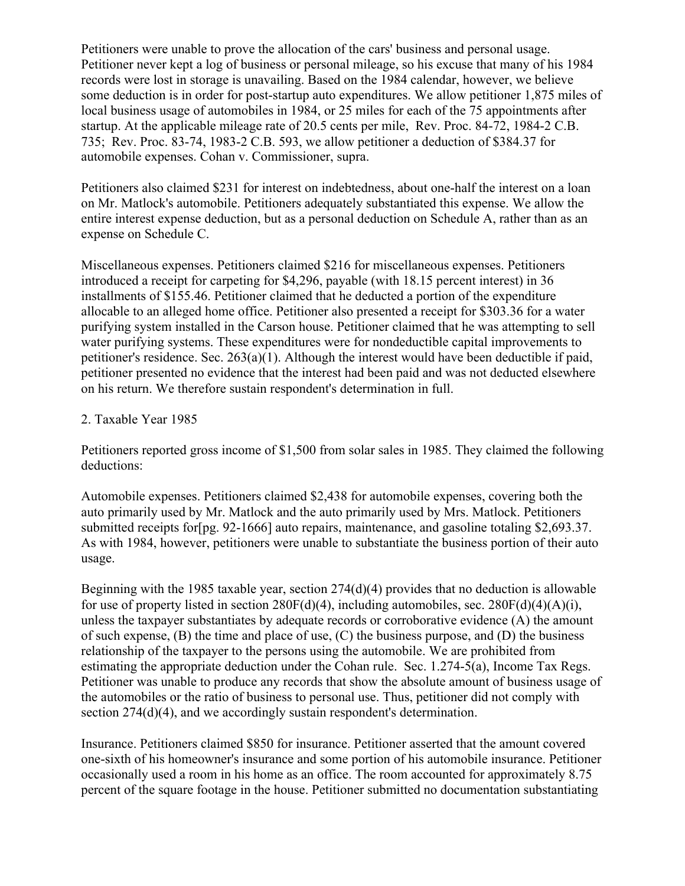Petitioners were unable to prove the allocation of the cars' business and personal usage. Petitioner never kept a log of business or personal mileage, so his excuse that many of his 1984 records were lost in storage is unavailing. Based on the 1984 calendar, however, we believe some deduction is in order for post-startup auto expenditures. We allow petitioner 1,875 miles of local business usage of automobiles in 1984, or 25 miles for each of the 75 appointments after startup. At the applicable mileage rate of 20.5 cents per mile, Rev. Proc. 84-72, 1984-2 C.B. 735; Rev. Proc. 83-74, 1983-2 C.B. 593, we allow petitioner a deduction of $384.37 for automobile expenses. Cohan v. Commissioner, supra.

Petitioners also claimed $231 for interest on indebtedness, about one-half the interest on a loan on Mr. Matlock's automobile. Petitioners adequately substantiated this expense. We allow the entire interest expense deduction, but as a personal deduction on Schedule A, rather than as an expense on Schedule C.

Miscellaneous expenses. Petitioners claimed $216 for miscellaneous expenses. Petitioners introduced a receipt for carpeting for $4,296, payable (with 18.15 percent interest) in 36 installments of $155.46. Petitioner claimed that he deducted a portion of the expenditure allocable to an alleged home office. Petitioner also presented a receipt for $303.36 for a water purifying system installed in the Carson house. Petitioner claimed that he was attempting to sell water purifying systems. These expenditures were for nondeductible capital improvements to petitioner's residence. Sec. 263(a)(1). Although the interest would have been deductible if paid, petitioner presented no evidence that the interest had been paid and was not deducted elsewhere on his return. We therefore sustain respondent's determination in full.

2. Taxable Year 1985

Petitioners reported gross income of $1,500 from solar sales in 1985. They claimed the following deductions:

Automobile expenses. Petitioners claimed $2,438 for automobile expenses, covering both the auto primarily used by Mr. Matlock and the auto primarily used by Mrs. Matlock. Petitioners submitted receipts for[pg. 92-1666] auto repairs, maintenance, and gasoline totaling $2,693.37. As with 1984, however, petitioners were unable to substantiate the business portion of their auto usage.

Beginning with the 1985 taxable year, section 274(d)(4) provides that no deduction is allowable for use of property listed in section 280F(d)(4), including automobiles, sec. 280F(d)(4)(A)(i), unless the taxpayer substantiates by adequate records or corroborative evidence (A) the amount of such expense, (B) the time and place of use, (C) the business purpose, and (D) the business relationship of the taxpayer to the persons using the automobile. We are prohibited from estimating the appropriate deduction under the Cohan rule. Sec. 1.274-5(a), Income Tax Regs. Petitioner was unable to produce any records that show the absolute amount of business usage of the automobiles or the ratio of business to personal use. Thus, petitioner did not comply with section 274(d)(4), and we accordingly sustain respondent's determination.

Insurance. Petitioners claimed $850 for insurance. Petitioner asserted that the amount covered one-sixth of his homeowner's insurance and some portion of his automobile insurance. Petitioner occasionally used a room in his home as an office. The room accounted for approximately 8.75 percent of the square footage in the house. Petitioner submitted no documentation substantiating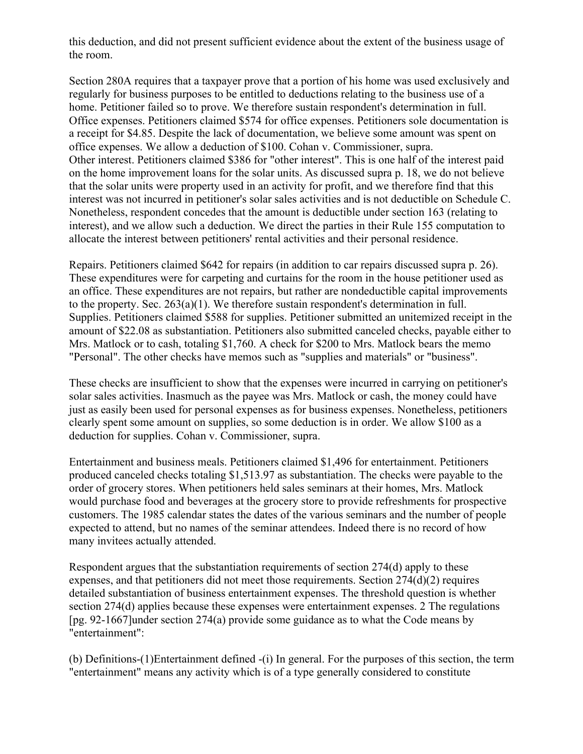this deduction, and did not present sufficient evidence about the extent of the business usage of the room.

Section 280A requires that a taxpayer prove that a portion of his home was used exclusively and regularly for business purposes to be entitled to deductions relating to the business use of a home. Petitioner failed so to prove. We therefore sustain respondent's determination in full.
Office expenses. Petitioners claimed $574 for office expenses. Petitioners sole documentation is a receipt for $4.85. Despite the lack of documentation, we believe some amount was spent on office expenses. We allow a deduction of $100. Cohan v. Commissioner, supra.
Other interest. Petitioners claimed $386 for "other interest". This is one half of the interest paid on the home improvement loans for the solar units. As discussed supra p. 18, we do not believe that the solar units were property used in an activity for profit, and we therefore find that this interest was not incurred in petitioner's solar sales activities and is not deductible on Schedule C. Nonetheless, respondent concedes that the amount is deductible under section 163 (relating to interest), and we allow such a deduction. We direct the parties in their Rule 155 computation to allocate the interest between petitioners' rental activities and their personal residence.

Repairs. Petitioners claimed $642 for repairs (in addition to car repairs discussed supra p. 26). These expenditures were for carpeting and curtains for the room in the house petitioner used as an office. These expenditures are not repairs, but rather are nondeductible capital improvements to the property. Sec. 263(a)(1). We therefore sustain respondent's determination in full.
Supplies. Petitioners claimed $588 for supplies. Petitioner submitted an unitemized receipt in the amount of $22.08 as substantiation. Petitioners also submitted canceled checks, payable either to Mrs. Matlock or to cash, totaling $1,760. A check for $200 to Mrs. Matlock bears the memo "Personal". The other checks have memos such as "supplies and materials" or "business".

These checks are insufficient to show that the expenses were incurred in carrying on petitioner's solar sales activities. Inasmuch as the payee was Mrs. Matlock or cash, the money could have just as easily been used for personal expenses as for business expenses. Nonetheless, petitioners clearly spent some amount on supplies, so some deduction is in order. We allow $100 as a deduction for supplies. Cohan v. Commissioner, supra.

Entertainment and business meals. Petitioners claimed $1,496 for entertainment. Petitioners produced canceled checks totaling $1,513.97 as substantiation. The checks were payable to the order of grocery stores. When petitioners held sales seminars at their homes, Mrs. Matlock would purchase food and beverages at the grocery store to provide refreshments for prospective customers. The 1985 calendar states the dates of the various seminars and the number of people expected to attend, but no names of the seminar attendees. Indeed there is no record of how many invitees actually attended.

Respondent argues that the substantiation requirements of section 274(d) apply to these expenses, and that petitioners did not meet those requirements. Section 274(d)(2) requires detailed substantiation of business entertainment expenses. The threshold question is whether section 274(d) applies because these expenses were entertainment expenses. 2 The regulations [pg. 92-1667]under section 274(a) provide some guidance as to what the Code means by "entertainment":

(b) Definitions-(1)Entertainment defined -(i) In general. For the purposes of this section, the term "entertainment" means any activity which is of a type generally considered to constitute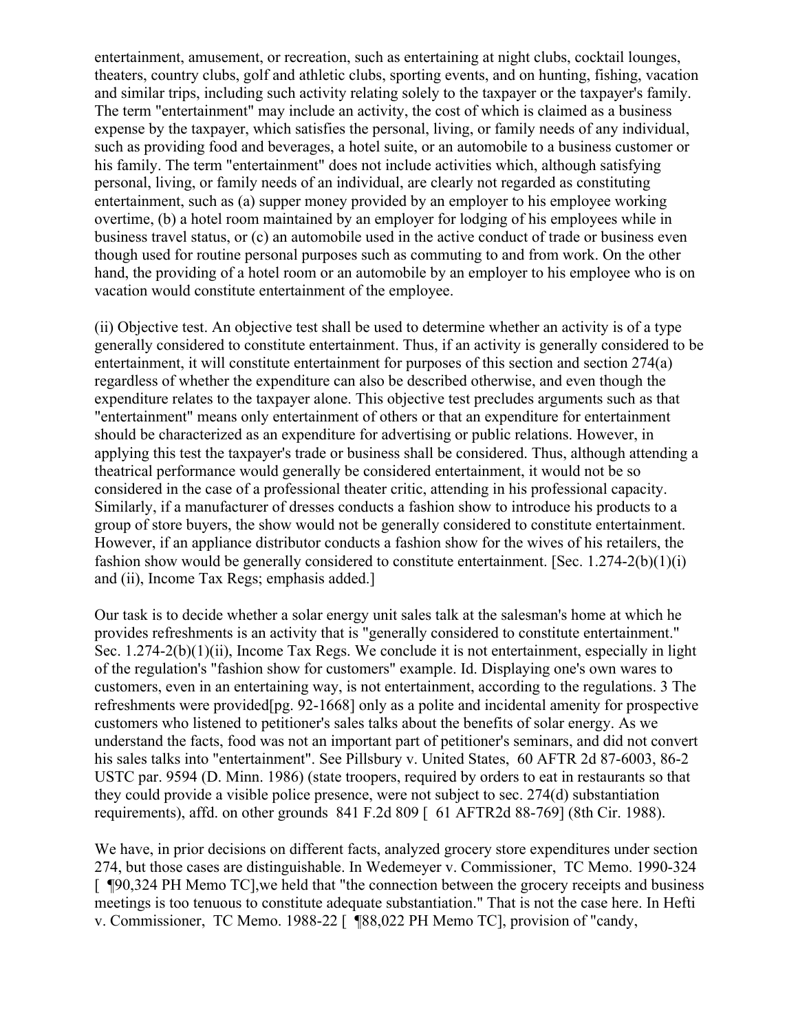entertainment, amusement, or recreation, such as entertaining at night clubs, cocktail lounges, theaters, country clubs, golf and athletic clubs, sporting events, and on hunting, fishing, vacation and similar trips, including such activity relating solely to the taxpayer or the taxpayer's family. The term "entertainment" may include an activity, the cost of which is claimed as a business expense by the taxpayer, which satisfies the personal, living, or family needs of any individual, such as providing food and beverages, a hotel suite, or an automobile to a business customer or his family. The term "entertainment" does not include activities which, although satisfying personal, living, or family needs of an individual, are clearly not regarded as constituting entertainment, such as (a) supper money provided by an employer to his employee working overtime, (b) a hotel room maintained by an employer for lodging of his employees while in business travel status, or (c) an automobile used in the active conduct of trade or business even though used for routine personal purposes such as commuting to and from work. On the other hand, the providing of a hotel room or an automobile by an employer to his employee who is on vacation would constitute entertainment of the employee.

(ii) Objective test. An objective test shall be used to determine whether an activity is of a type generally considered to constitute entertainment. Thus, if an activity is generally considered to be entertainment, it will constitute entertainment for purposes of this section and section 274(a) regardless of whether the expenditure can also be described otherwise, and even though the expenditure relates to the taxpayer alone. This objective test precludes arguments such as that "entertainment" means only entertainment of others or that an expenditure for entertainment should be characterized as an expenditure for advertising or public relations. However, in applying this test the taxpayer's trade or business shall be considered. Thus, although attending a theatrical performance would generally be considered entertainment, it would not be so considered in the case of a professional theater critic, attending in his professional capacity. Similarly, if a manufacturer of dresses conducts a fashion show to introduce his products to a group of store buyers, the show would not be generally considered to constitute entertainment. However, if an appliance distributor conducts a fashion show for the wives of his retailers, the fashion show would be generally considered to constitute entertainment. [Sec. 1.274-2(b)(1)(i) and (ii), Income Tax Regs; emphasis added.]

Our task is to decide whether a solar energy unit sales talk at the salesman's home at which he provides refreshments is an activity that is "generally considered to constitute entertainment." Sec. 1.274-2(b)(1)(ii), Income Tax Regs. We conclude it is not entertainment, especially in light of the regulation's "fashion show for customers" example. Id. Displaying one's own wares to customers, even in an entertaining way, is not entertainment, according to the regulations. 3 The refreshments were provided[pg. 92-1668] only as a polite and incidental amenity for prospective customers who listened to petitioner's sales talks about the benefits of solar energy. As we understand the facts, food was not an important part of petitioner's seminars, and did not convert his sales talks into "entertainment". See Pillsbury v. United States, 60 AFTR 2d 87-6003, 86-2 USTC par. 9594 (D. Minn. 1986) (state troopers, required by orders to eat in restaurants so that they could provide a visible police presence, were not subject to sec. 274(d) substantiation requirements), affd. on other grounds 841 F.2d 809 [ 61 AFTR2d 88-769] (8th Cir. 1988).

We have, in prior decisions on different facts, analyzed grocery store expenditures under section 274, but those cases are distinguishable. In Wedemeyer v. Commissioner, TC Memo. 1990-324 [ ¶90,324 PH Memo TC],we held that "the connection between the grocery receipts and business meetings is too tenuous to constitute adequate substantiation." That is not the case here. In Hefti v. Commissioner, TC Memo. 1988-22 [ ¶88,022 PH Memo TC], provision of "candy,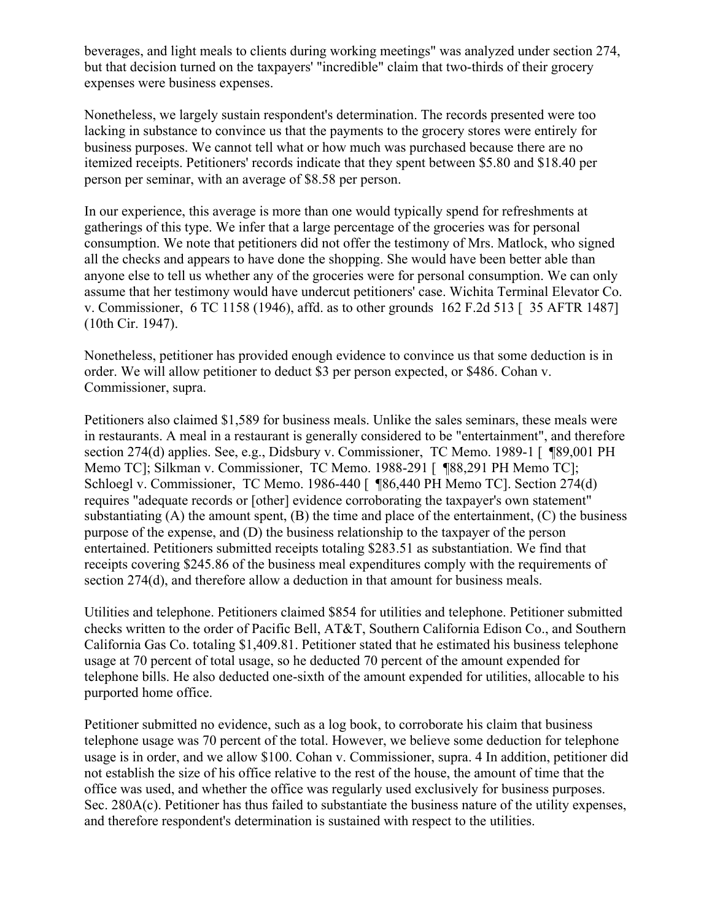beverages, and light meals to clients during working meetings" was analyzed under section 274, but that decision turned on the taxpayers' "incredible" claim that two-thirds of their grocery expenses were business expenses.

Nonetheless, we largely sustain respondent's determination. The records presented were too lacking in substance to convince us that the payments to the grocery stores were entirely for business purposes. We cannot tell what or how much was purchased because there are no itemized receipts. Petitioners' records indicate that they spent between $5.80 and $18.40 per person per seminar, with an average of $8.58 per person.

In our experience, this average is more than one would typically spend for refreshments at gatherings of this type. We infer that a large percentage of the groceries was for personal consumption. We note that petitioners did not offer the testimony of Mrs. Matlock, who signed all the checks and appears to have done the shopping. She would have been better able than anyone else to tell us whether any of the groceries were for personal consumption. We can only assume that her testimony would have undercut petitioners' case. Wichita Terminal Elevator Co. v. Commissioner, 6 TC 1158 (1946), affd. as to other grounds 162 F.2d 513 [ 35 AFTR 1487] (10th Cir. 1947).

Nonetheless, petitioner has provided enough evidence to convince us that some deduction is in order. We will allow petitioner to deduct $3 per person expected, or $486. Cohan v. Commissioner, supra.

Petitioners also claimed $1,589 for business meals. Unlike the sales seminars, these meals were in restaurants. A meal in a restaurant is generally considered to be "entertainment", and therefore section 274(d) applies. See, e.g., Didsbury v. Commissioner, TC Memo. 1989-1 [ ¶89,001 PH Memo TC]; Silkman v. Commissioner, TC Memo. 1988-291 [ ¶88,291 PH Memo TC]; Schloegl v. Commissioner, TC Memo. 1986-440 [ ¶86,440 PH Memo TC]. Section 274(d) requires "adequate records or [other] evidence corroborating the taxpayer's own statement" substantiating (A) the amount spent, (B) the time and place of the entertainment, (C) the business purpose of the expense, and (D) the business relationship to the taxpayer of the person entertained. Petitioners submitted receipts totaling $283.51 as substantiation. We find that receipts covering $245.86 of the business meal expenditures comply with the requirements of section 274(d), and therefore allow a deduction in that amount for business meals.

Utilities and telephone. Petitioners claimed $854 for utilities and telephone. Petitioner submitted checks written to the order of Pacific Bell, AT&T, Southern California Edison Co., and Southern California Gas Co. totaling $1,409.81. Petitioner stated that he estimated his business telephone usage at 70 percent of total usage, so he deducted 70 percent of the amount expended for telephone bills. He also deducted one-sixth of the amount expended for utilities, allocable to his purported home office.

Petitioner submitted no evidence, such as a log book, to corroborate his claim that business telephone usage was 70 percent of the total. However, we believe some deduction for telephone usage is in order, and we allow $100. Cohan v. Commissioner, supra. 4 In addition, petitioner did not establish the size of his office relative to the rest of the house, the amount of time that the office was used, and whether the office was regularly used exclusively for business purposes. Sec. 280A(c). Petitioner has thus failed to substantiate the business nature of the utility expenses, and therefore respondent's determination is sustained with respect to the utilities.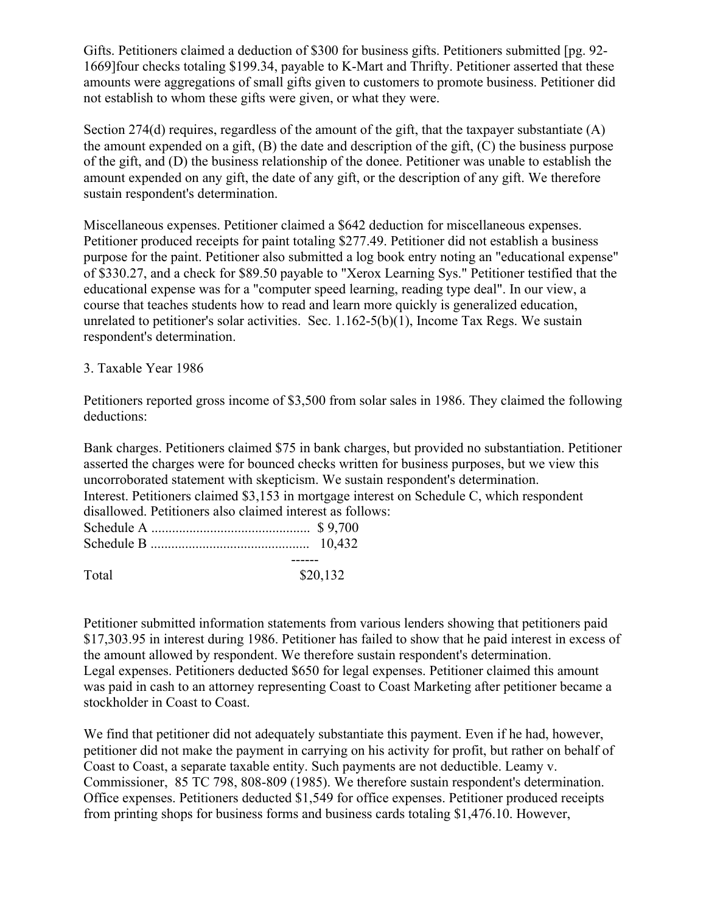Gifts. Petitioners claimed a deduction of $300 for business gifts. Petitioners submitted [pg. 92-1669]four checks totaling $199.34, payable to K-Mart and Thrifty. Petitioner asserted that these amounts were aggregations of small gifts given to customers to promote business. Petitioner did not establish to whom these gifts were given, or what they were.

Section 274(d) requires, regardless of the amount of the gift, that the taxpayer substantiate (A) the amount expended on a gift, (B) the date and description of the gift, (C) the business purpose of the gift, and (D) the business relationship of the donee. Petitioner was unable to establish the amount expended on any gift, the date of any gift, or the description of any gift. We therefore sustain respondent's determination.

Miscellaneous expenses. Petitioner claimed a $642 deduction for miscellaneous expenses. Petitioner produced receipts for paint totaling $277.49. Petitioner did not establish a business purpose for the paint. Petitioner also submitted a log book entry noting an "educational expense" of $330.27, and a check for $89.50 payable to "Xerox Learning Sys." Petitioner testified that the educational expense was for a "computer speed learning, reading type deal". In our view, a course that teaches students how to read and learn more quickly is generalized education, unrelated to petitioner's solar activities. Sec. 1.162-5(b)(1), Income Tax Regs. We sustain respondent's determination.

3. Taxable Year 1986

Petitioners reported gross income of $3,500 from solar sales in 1986. They claimed the following deductions:

Bank charges. Petitioners claimed $75 in bank charges, but provided no substantiation. Petitioner asserted the charges were for bounced checks written for business purposes, but we view this uncorroborated statement with skepticism. We sustain respondent's determination.

Interest. Petitioners claimed $3,153 in mortgage interest on Schedule C, which respondent disallowed. Petitioners also claimed interest as follows:

| | |
|---|---|
| Schedule A | $ 9,700 |
| Schedule B | 10,432 |
| Total | $20,132 |

Petitioner submitted information statements from various lenders showing that petitioners paid $17,303.95 in interest during 1986. Petitioner has failed to show that he paid interest in excess of the amount allowed by respondent. We therefore sustain respondent's determination.

Legal expenses. Petitioners deducted $650 for legal expenses. Petitioner claimed this amount was paid in cash to an attorney representing Coast to Coast Marketing after petitioner became a stockholder in Coast to Coast.

We find that petitioner did not adequately substantiate this payment. Even if he had, however, petitioner did not make the payment in carrying on his activity for profit, but rather on behalf of Coast to Coast, a separate taxable entity. Such payments are not deductible. Leamy v. Commissioner, 85 TC 798, 808-809 (1985). We therefore sustain respondent's determination.

Office expenses. Petitioners deducted $1,549 for office expenses. Petitioner produced receipts from printing shops for business forms and business cards totaling $1,476.10. However,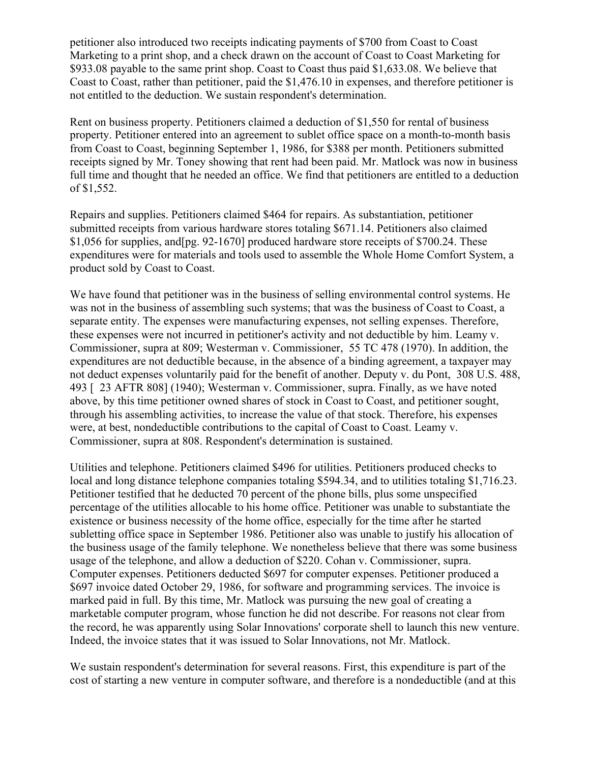petitioner also introduced two receipts indicating payments of $700 from Coast to Coast Marketing to a print shop, and a check drawn on the account of Coast to Coast Marketing for $933.08 payable to the same print shop. Coast to Coast thus paid $1,633.08. We believe that Coast to Coast, rather than petitioner, paid the $1,476.10 in expenses, and therefore petitioner is not entitled to the deduction. We sustain respondent's determination.

Rent on business property. Petitioners claimed a deduction of $1,550 for rental of business property. Petitioner entered into an agreement to sublet office space on a month-to-month basis from Coast to Coast, beginning September 1, 1986, for $388 per month. Petitioners submitted receipts signed by Mr. Toney showing that rent had been paid. Mr. Matlock was now in business full time and thought that he needed an office. We find that petitioners are entitled to a deduction of $1,552.

Repairs and supplies. Petitioners claimed $464 for repairs. As substantiation, petitioner submitted receipts from various hardware stores totaling $671.14. Petitioners also claimed $1,056 for supplies, and[pg. 92-1670] produced hardware store receipts of $700.24. These expenditures were for materials and tools used to assemble the Whole Home Comfort System, a product sold by Coast to Coast.

We have found that petitioner was in the business of selling environmental control systems. He was not in the business of assembling such systems; that was the business of Coast to Coast, a separate entity. The expenses were manufacturing expenses, not selling expenses. Therefore, these expenses were not incurred in petitioner's activity and not deductible by him. Leamy v. Commissioner, supra at 809; Westerman v. Commissioner, 55 TC 478 (1970). In addition, the expenditures are not deductible because, in the absence of a binding agreement, a taxpayer may not deduct expenses voluntarily paid for the benefit of another. Deputy v. du Pont, 308 U.S. 488, 493 [ 23 AFTR 808] (1940); Westerman v. Commissioner, supra. Finally, as we have noted above, by this time petitioner owned shares of stock in Coast to Coast, and petitioner sought, through his assembling activities, to increase the value of that stock. Therefore, his expenses were, at best, nondeductible contributions to the capital of Coast to Coast. Leamy v. Commissioner, supra at 808. Respondent's determination is sustained.

Utilities and telephone. Petitioners claimed $496 for utilities. Petitioners produced checks to local and long distance telephone companies totaling $594.34, and to utilities totaling $1,716.23. Petitioner testified that he deducted 70 percent of the phone bills, plus some unspecified percentage of the utilities allocable to his home office. Petitioner was unable to substantiate the existence or business necessity of the home office, especially for the time after he started subletting office space in September 1986. Petitioner also was unable to justify his allocation of the business usage of the family telephone. We nonetheless believe that there was some business usage of the telephone, and allow a deduction of $220. Cohan v. Commissioner, supra. Computer expenses. Petitioners deducted $697 for computer expenses. Petitioner produced a $697 invoice dated October 29, 1986, for software and programming services. The invoice is marked paid in full. By this time, Mr. Matlock was pursuing the new goal of creating a marketable computer program, whose function he did not describe. For reasons not clear from the record, he was apparently using Solar Innovations' corporate shell to launch this new venture. Indeed, the invoice states that it was issued to Solar Innovations, not Mr. Matlock.

We sustain respondent's determination for several reasons. First, this expenditure is part of the cost of starting a new venture in computer software, and therefore is a nondeductible (and at this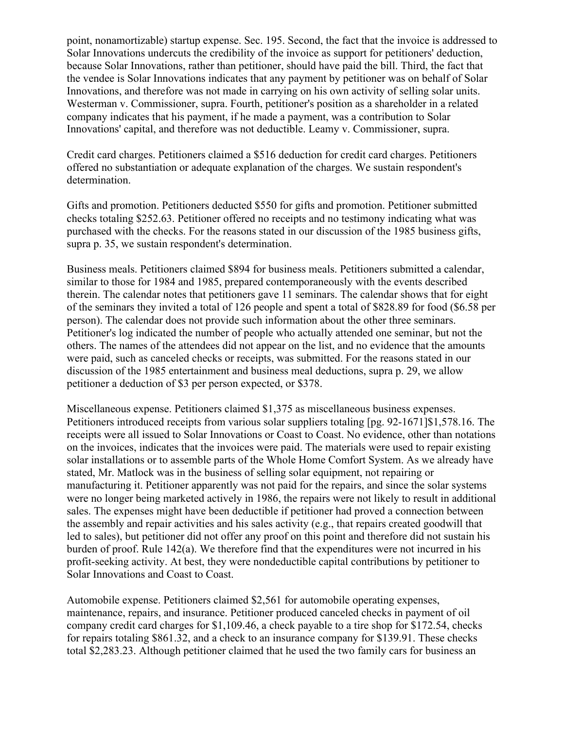point, nonamortizable) startup expense. Sec. 195. Second, the fact that the invoice is addressed to Solar Innovations undercuts the credibility of the invoice as support for petitioners' deduction, because Solar Innovations, rather than petitioner, should have paid the bill. Third, the fact that the vendee is Solar Innovations indicates that any payment by petitioner was on behalf of Solar Innovations, and therefore was not made in carrying on his own activity of selling solar units. Westerman v. Commissioner, supra. Fourth, petitioner's position as a shareholder in a related company indicates that his payment, if he made a payment, was a contribution to Solar Innovations' capital, and therefore was not deductible. Leamy v. Commissioner, supra.

Credit card charges. Petitioners claimed a $516 deduction for credit card charges. Petitioners offered no substantiation or adequate explanation of the charges. We sustain respondent's determination.

Gifts and promotion. Petitioners deducted $550 for gifts and promotion. Petitioner submitted checks totaling $252.63. Petitioner offered no receipts and no testimony indicating what was purchased with the checks. For the reasons stated in our discussion of the 1985 business gifts, supra p. 35, we sustain respondent's determination.

Business meals. Petitioners claimed $894 for business meals. Petitioners submitted a calendar, similar to those for 1984 and 1985, prepared contemporaneously with the events described therein. The calendar notes that petitioners gave 11 seminars. The calendar shows that for eight of the seminars they invited a total of 126 people and spent a total of $828.89 for food ($6.58 per person). The calendar does not provide such information about the other three seminars. Petitioner's log indicated the number of people who actually attended one seminar, but not the others. The names of the attendees did not appear on the list, and no evidence that the amounts were paid, such as canceled checks or receipts, was submitted. For the reasons stated in our discussion of the 1985 entertainment and business meal deductions, supra p. 29, we allow petitioner a deduction of $3 per person expected, or $378.

Miscellaneous expense. Petitioners claimed $1,375 as miscellaneous business expenses. Petitioners introduced receipts from various solar suppliers totaling [pg. 92-1671]$1,578.16. The receipts were all issued to Solar Innovations or Coast to Coast. No evidence, other than notations on the invoices, indicates that the invoices were paid. The materials were used to repair existing solar installations or to assemble parts of the Whole Home Comfort System. As we already have stated, Mr. Matlock was in the business of selling solar equipment, not repairing or manufacturing it. Petitioner apparently was not paid for the repairs, and since the solar systems were no longer being marketed actively in 1986, the repairs were not likely to result in additional sales. The expenses might have been deductible if petitioner had proved a connection between the assembly and repair activities and his sales activity (e.g., that repairs created goodwill that led to sales), but petitioner did not offer any proof on this point and therefore did not sustain his burden of proof. Rule 142(a). We therefore find that the expenditures were not incurred in his profit-seeking activity. At best, they were nondeductible capital contributions by petitioner to Solar Innovations and Coast to Coast.

Automobile expense. Petitioners claimed $2,561 for automobile operating expenses, maintenance, repairs, and insurance. Petitioner produced canceled checks in payment of oil company credit card charges for $1,109.46, a check payable to a tire shop for $172.54, checks for repairs totaling $861.32, and a check to an insurance company for $139.91. These checks total $2,283.23. Although petitioner claimed that he used the two family cars for business an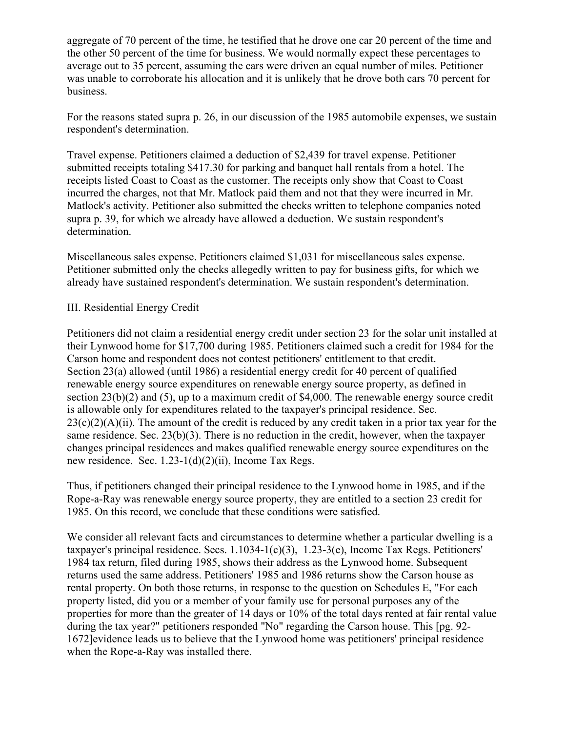aggregate of 70 percent of the time, he testified that he drove one car 20 percent of the time and the other 50 percent of the time for business. We would normally expect these percentages to average out to 35 percent, assuming the cars were driven an equal number of miles. Petitioner was unable to corroborate his allocation and it is unlikely that he drove both cars 70 percent for business.

For the reasons stated supra p. 26, in our discussion of the 1985 automobile expenses, we sustain respondent's determination.

Travel expense. Petitioners claimed a deduction of $2,439 for travel expense. Petitioner submitted receipts totaling $417.30 for parking and banquet hall rentals from a hotel. The receipts listed Coast to Coast as the customer. The receipts only show that Coast to Coast incurred the charges, not that Mr. Matlock paid them and not that they were incurred in Mr. Matlock's activity. Petitioner also submitted the checks written to telephone companies noted supra p. 39, for which we already have allowed a deduction. We sustain respondent's determination.

Miscellaneous sales expense. Petitioners claimed $1,031 for miscellaneous sales expense. Petitioner submitted only the checks allegedly written to pay for business gifts, for which we already have sustained respondent's determination. We sustain respondent's determination.

III. Residential Energy Credit

Petitioners did not claim a residential energy credit under section 23 for the solar unit installed at their Lynwood home for $17,700 during 1985. Petitioners claimed such a credit for 1984 for the Carson home and respondent does not contest petitioners' entitlement to that credit. Section 23(a) allowed (until 1986) a residential energy credit for 40 percent of qualified renewable source expenditures on renewable energy source property, as defined in section 23(b)(2) and (5), up to a maximum credit of $4,000. The renewable energy source credit is allowable only for expenditures related to the taxpayer's principal residence. Sec. 23(c)(2)(A)(ii). The amount of the credit is reduced by any credit taken in a prior tax year for the same residence. Sec. 23(b)(3). There is no reduction in the credit, however, when the taxpayer changes principal residences and makes qualified renewable energy source expenditures on the new residence. Sec. 1.23-1(d)(2)(ii), Income Tax Regs.

Thus, if petitioners changed their principal residence to the Lynwood home in 1985, and if the Rope-a-Ray was renewable energy source property, they are entitled to a section 23 credit for 1985. On this record, we conclude that these conditions were satisfied.

We consider all relevant facts and circumstances to determine whether a particular dwelling is a taxpayer's principal residence. Secs. 1.1034-1(c)(3), 1.23-3(e), Income Tax Regs. Petitioners' 1984 tax return, filed during 1985, shows their address as the Lynwood home. Subsequent returns used the same address. Petitioners' 1985 and 1986 returns show the Carson house as rental property. On both those returns, in response to the question on Schedules E, "For each property listed, did you or a member of your family use for personal purposes any of the properties for more than the greater of 14 days or 10% of the total days rented at fair rental value during the tax year?" petitioners responded "No" regarding the Carson house. This [pg. 92-1672]evidence leads us to believe that the Lynwood home was petitioners' principal residence when the Rope-a-Ray was installed there.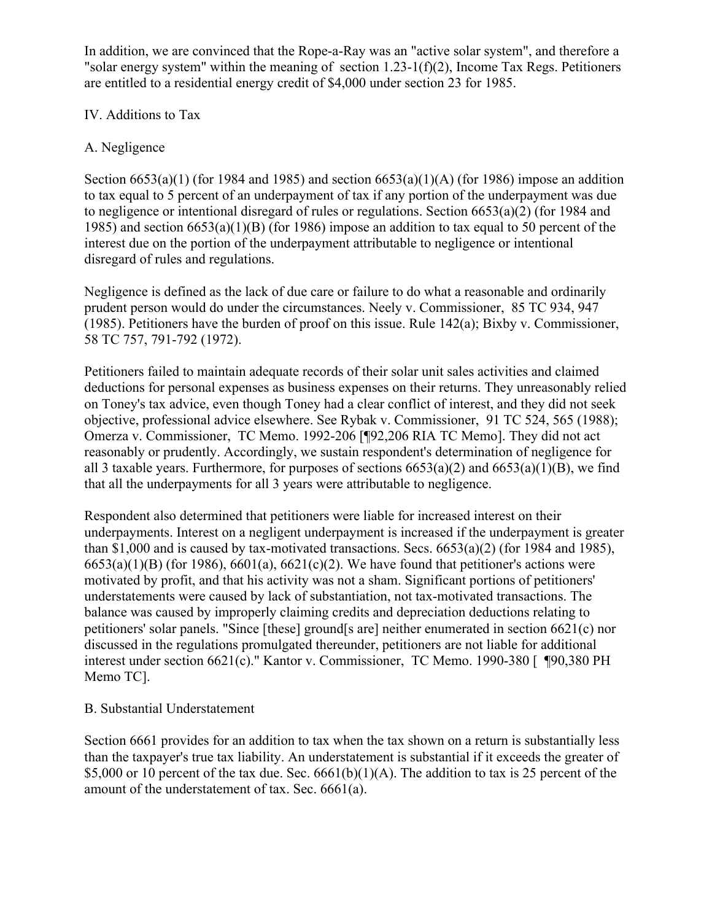In addition, we are convinced that the Rope-a-Ray was an "active solar system", and therefore a "solar energy system" within the meaning of section 1.23-1(f)(2), Income Tax Regs. Petitioners are entitled to a residential energy credit of $4,000 under section 23 for 1985.

## IV. Additions to Tax

### A. Negligence

Section 6653(a)(1) (for 1984 and 1985) and section 6653(a)(1)(A) (for 1986) impose an addition to tax equal to 5 percent of an underpayment of tax if any portion of the underpayment was due to negligence or intentional disregard of rules or regulations. Section 6653(a)(2) (for 1984 and 1985) and section 6653(a)(1)(B) (for 1986) impose an addition to tax equal to 50 percent of the interest due on the portion of the underpayment attributable to negligence or intentional disregard of rules and regulations.

Negligence is defined as the lack of due care or failure to do what a reasonable and ordinarily prudent person would do under the circumstances. Neely v. Commissioner, 85 TC 934, 947 (1985). Petitioners have the burden of proof on this issue. Rule 142(a); Bixby v. Commissioner, 58 TC 757, 791-792 (1972).

Petitioners failed to maintain adequate records of their solar unit sales activities and claimed deductions for personal expenses as business expenses on their returns. They unreasonably relied on Toney's tax advice, even though Toney had a clear conflict of interest, and they did not seek objective, professional advice elsewhere. See Rybak v. Commissioner, 91 TC 524, 565 (1988); Omerza v. Commissioner, TC Memo. 1992-206 [¶92,206 RIA TC Memo]. They did not act reasonably or prudently. Accordingly, we sustain respondent's determination of negligence for all 3 taxable years. Furthermore, for purposes of sections 6653(a)(2) and 6653(a)(1)(B), we find that all the underpayments for all 3 years were attributable to negligence.

Respondent also determined that petitioners were liable for increased interest on their underpayments. Interest on a negligent underpayment is increased if the underpayment is greater than $1,000 and is caused by tax-motivated transactions. Secs. 6653(a)(2) (for 1984 and 1985), 6653(a)(1)(B) (for 1986), 6601(a), 6621(c)(2). We have found that petitioner's actions were motivated by profit, and that his activity was not a sham. Significant portions of petitioners' understatements were caused by lack of substantiation, not tax-motivated transactions. The balance was caused by improperly claiming credits and depreciation deductions relating to petitioners' solar panels. "Since [these] ground[s are] neither enumerated in section 6621(c) nor discussed in the regulations promulgated thereunder, petitioners are not liable for additional interest under section 6621(c)." Kantor v. Commissioner, TC Memo. 1990-380 [ ¶90,380 PH Memo TC].

### B. Substantial Understatement

Section 6661 provides for an addition to tax when the tax shown on a return is substantially less than the taxpayer's true tax liability. An understatement is substantial if it exceeds the greater of $5,000 or 10 percent of the tax due. Sec. 6661(b)(1)(A). The addition to tax is 25 percent of the amount of the understatement of tax. Sec. 6661(a).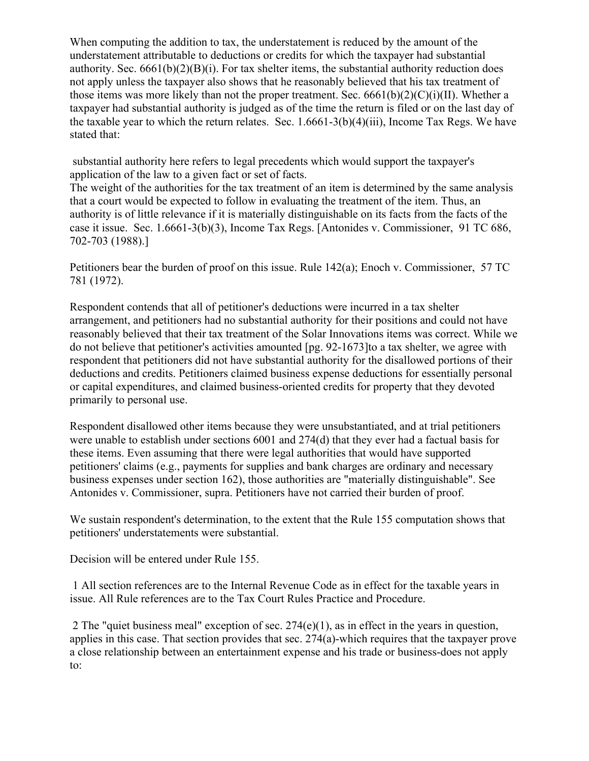When computing the addition to tax, the understatement is reduced by the amount of the understatement attributable to deductions or credits for which the taxpayer had substantial authority. Sec. 6661(b)(2)(B)(i). For tax shelter items, the substantial authority reduction does not apply unless the taxpayer also shows that he reasonably believed that his tax treatment of those items was more likely than not the proper treatment. Sec. 6661(b)(2)(C)(i)(II). Whether a taxpayer had substantial authority is judged as of the time the return is filed or on the last day of the taxable year to which the return relates. Sec. 1.6661-3(b)(4)(iii), Income Tax Regs. We have stated that:

substantial authority here refers to legal precedents which would support the taxpayer's application of the law to a given fact or set of facts.
The weight of the authorities for the tax treatment of an item is determined by the same analysis that a court would be expected to follow in evaluating the treatment of the item. Thus, an authority is of little relevance if it is materially distinguishable on its facts from the facts of the case it issue. Sec. 1.6661-3(b)(3), Income Tax Regs. [Antonides v. Commissioner, 91 TC 686, 702-703 (1988).]

Petitioners bear the burden of proof on this issue. Rule 142(a); Enoch v. Commissioner, 57 TC 781 (1972).

Respondent contends that all of petitioner's deductions were incurred in a tax shelter arrangement, and petitioners had no substantial authority for their positions and could not have reasonably believed that their tax treatment of the Solar Innovations items was correct. While we do not believe that petitioner's activities amounted [pg. 92-1673]to a tax shelter, we agree with respondent that petitioners did not have substantial authority for the disallowed portions of their deductions and credits. Petitioners claimed business expense deductions for essentially personal or capital expenditures, and claimed business-oriented credits for property that they devoted primarily to personal use.

Respondent disallowed other items because they were unsubstantiated, and at trial petitioners were unable to establish under sections 6001 and 274(d) that they ever had a factual basis for these items. Even assuming that there were legal authorities that would have supported petitioners' claims (e.g., payments for supplies and bank charges are ordinary and necessary business expenses under section 162), those authorities are "materially distinguishable". See Antonides v. Commissioner, supra. Petitioners have not carried their burden of proof.

We sustain respondent's determination, to the extent that the Rule 155 computation shows that petitioners' understatements were substantial.

Decision will be entered under Rule 155.

1 All section references are to the Internal Revenue Code as in effect for the taxable years in issue. All Rule references are to the Tax Court Rules Practice and Procedure.

2 The "quiet business meal" exception of sec. 274(e)(1), as in effect in the years in question, applies in this case. That section provides that sec. 274(a)-which requires that the taxpayer prove a close relationship between an entertainment expense and his trade or business-does not apply to: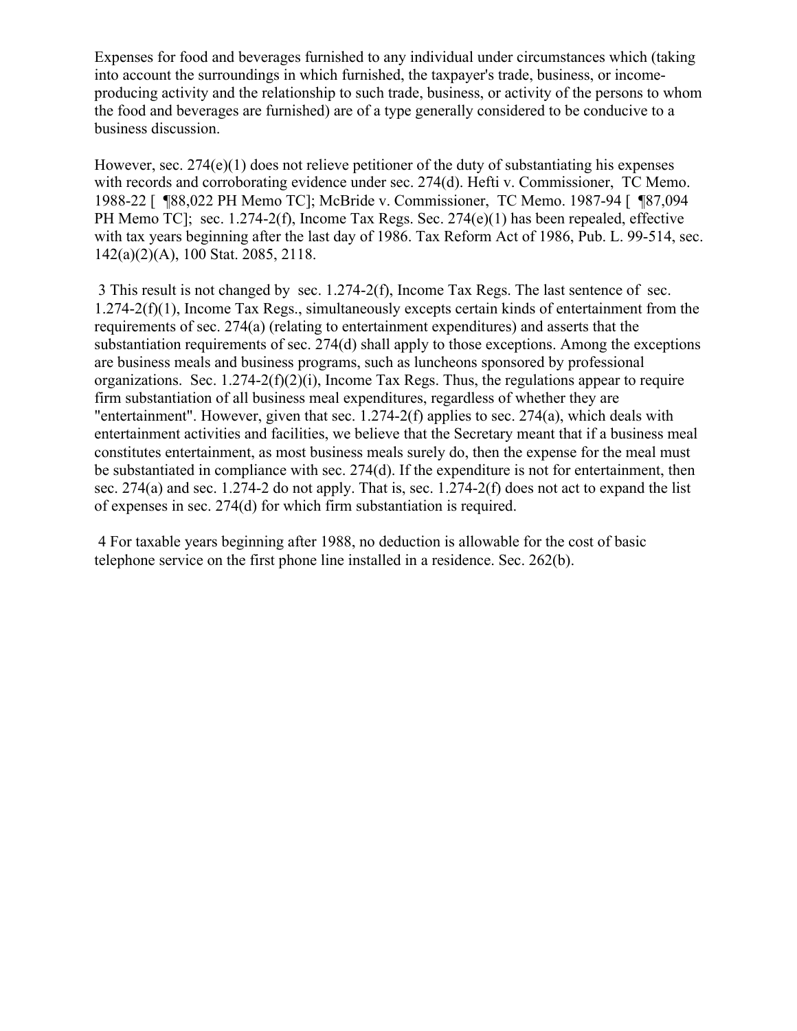Expenses for food and beverages furnished to any individual under circumstances which (taking into account the surroundings in which furnished, the taxpayer's trade, business, or income-producing activity and the relationship to such trade, business, or activity of the persons to whom the food and beverages are furnished) are of a type generally considered to be conducive to a business discussion.

However, sec. 274(e)(1) does not relieve petitioner of the duty of substantiating his expenses with records and corroborating evidence under sec. 274(d). Hefti v. Commissioner, TC Memo. 1988-22 [ ¶88,022 PH Memo TC]; McBride v. Commissioner, TC Memo. 1987-94 [ ¶87,094 PH Memo TC]; sec. 1.274-2(f), Income Tax Regs. Sec. 274(e)(1) has been repealed, effective with tax years beginning after the last day of 1986. Tax Reform Act of 1986, Pub. L. 99-514, sec. 142(a)(2)(A), 100 Stat. 2085, 2118.

3 This result is not changed by sec. 1.274-2(f), Income Tax Regs. The last sentence of sec. 1.274-2(f)(1), Income Tax Regs., simultaneously excepts certain kinds of entertainment from the requirements of sec. 274(a) (relating to entertainment expenditures) and asserts that the substantiation requirements of sec. 274(d) shall apply to those exceptions. Among the exceptions are business meals and business programs, such as luncheons sponsored by professional organizations. Sec. 1.274-2(f)(2)(i), Income Tax Regs. Thus, the regulations appear to require firm substantiation of all business meal expenditures, regardless of whether they are "entertainment". However, given that sec. 1.274-2(f) applies to sec. 274(a), which deals with entertainment activities and facilities, we believe that the Secretary meant that if a business meal constitutes entertainment, as most business meals surely do, then the expense for the meal must be substantiated in compliance with sec. 274(d). If the expenditure is not for entertainment, then sec. 274(a) and sec. 1.274-2 do not apply. That is, sec. 1.274-2(f) does not act to expand the list of expenses in sec. 274(d) for which firm substantiation is required.

4 For taxable years beginning after 1988, no deduction is allowable for the cost of basic telephone service on the first phone line installed in a residence. Sec. 262(b).